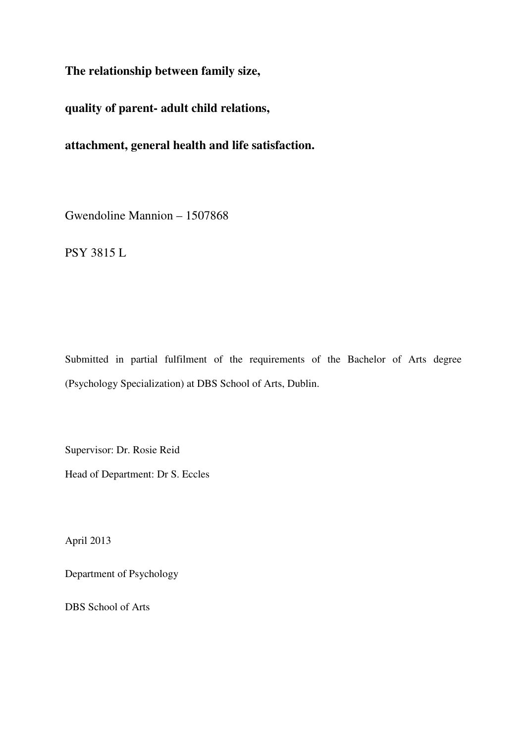**The relationship between family size,**

**quality of parent- adult child relations,**

**attachment, general health and life satisfaction.**

Gwendoline Mannion – 1507868

PSY 3815 L

Submitted in partial fulfilment of the requirements of the Bachelor of Arts degree (Psychology Specialization) at DBS School of Arts, Dublin.

Supervisor: Dr. Rosie Reid

Head of Department: Dr S. Eccles

April 2013

Department of Psychology

DBS School of Arts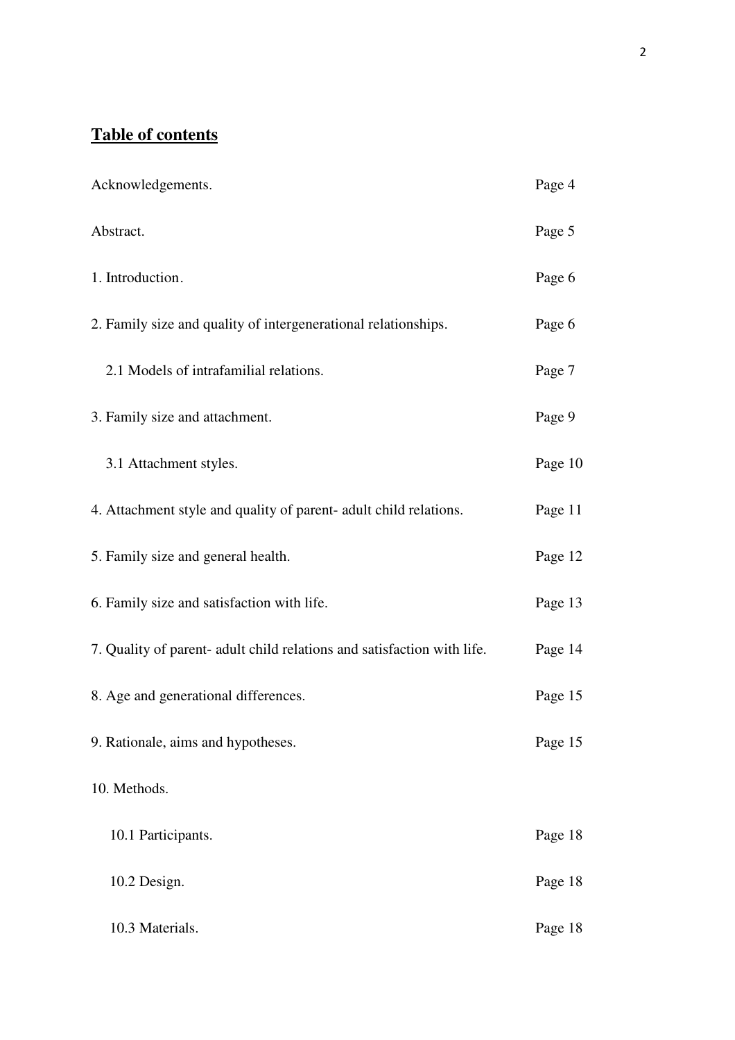**Table of contents**

| | |
|---|---|
| Acknowledgements. | Page 4 |
| Abstract. | Page 5 |
| 1. Introduction. | Page 6 |
| 2. Family size and quality of intergenerational relationships. | Page 6 |
| 2.1 Models of intrafamilial relations. | Page 7 |
| 3. Family size and attachment. | Page 9 |
| 3.1 Attachment styles. | Page 10 |
| 4. Attachment style and quality of parent- adult child relations. | Page 11 |
| 5. Family size and general health. | Page 12 |
| 6. Family size and satisfaction with life. | Page 13 |
| 7. Quality of parent- adult child relations and satisfaction with life. | Page 14 |
| 8. Age and generational differences. | Page 15 |
| 9. Rationale, aims and hypotheses. | Page 15 |
| 10. Methods. | |
| 10.1 Participants. | Page 18 |
| 10.2 Design. | Page 18 |
| 10.3 Materials. | Page 18 |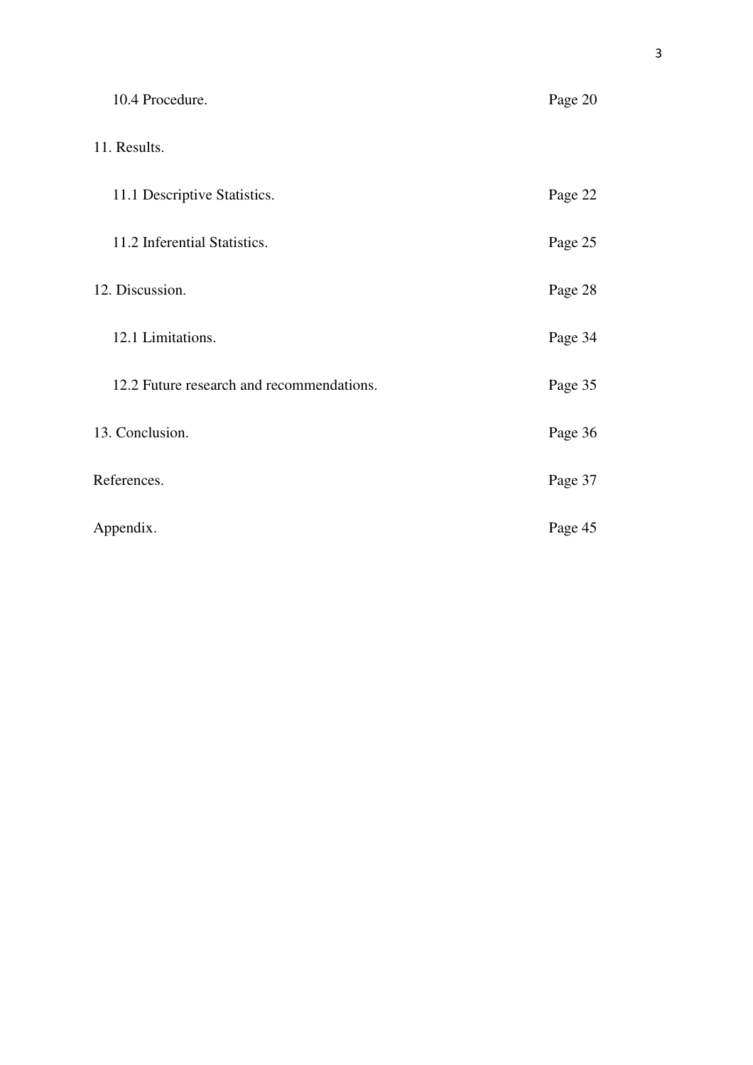10.4 Procedure. Page 20

11. Results.

11.1 Descriptive Statistics. Page 22

11.2 Inferential Statistics. Page 25

12. Discussion. Page 28

12.1 Limitations. Page 34

12.2 Future research and recommendations. Page 35

13. Conclusion. Page 36

References. Page 37

Appendix. Page 45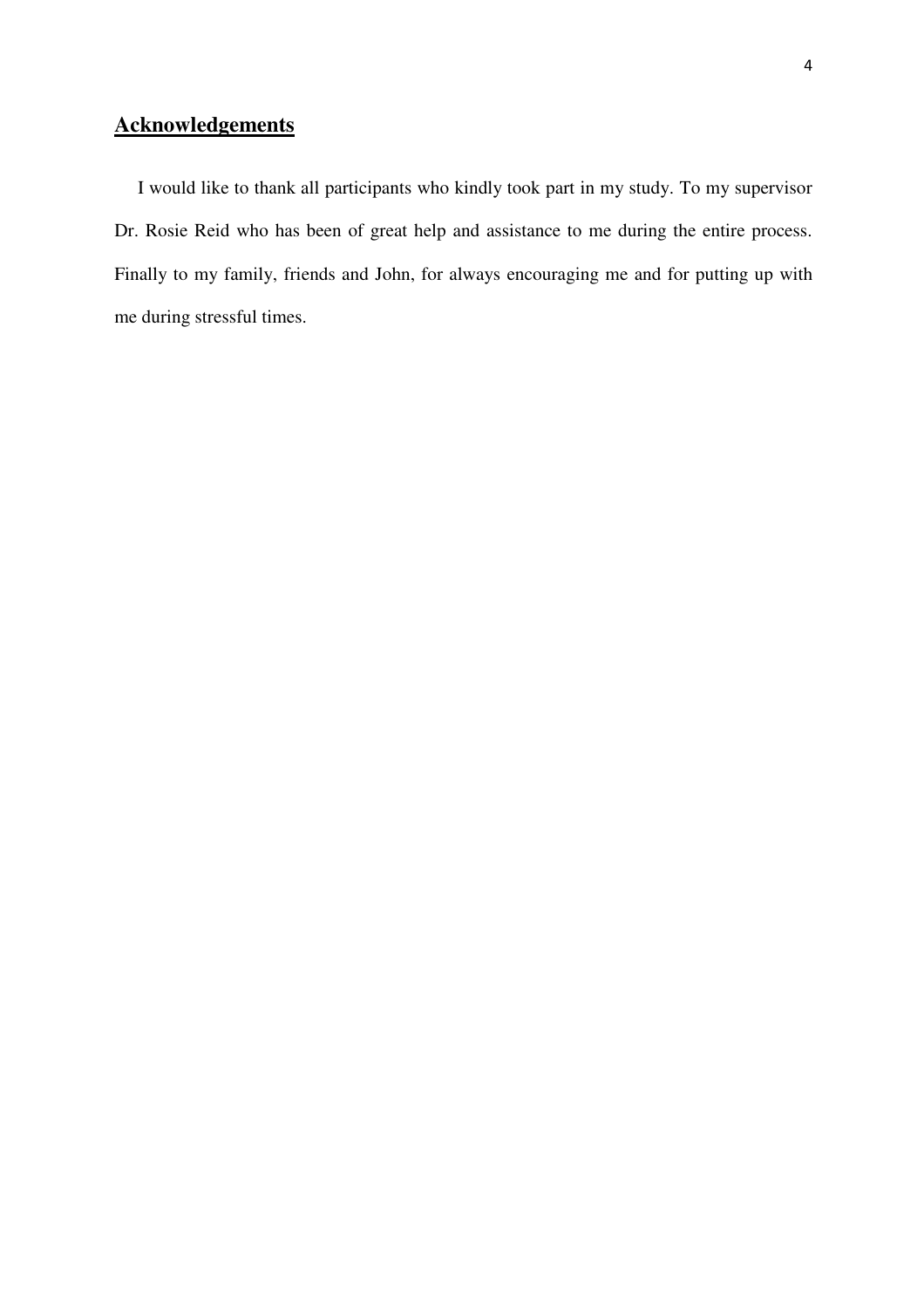## Acknowledgements

I would like to thank all participants who kindly took part in my study. To my supervisor Dr. Rosie Reid who has been of great help and assistance to me during the entire process. Finally to my family, friends and John, for always encouraging me and for putting up with me during stressful times.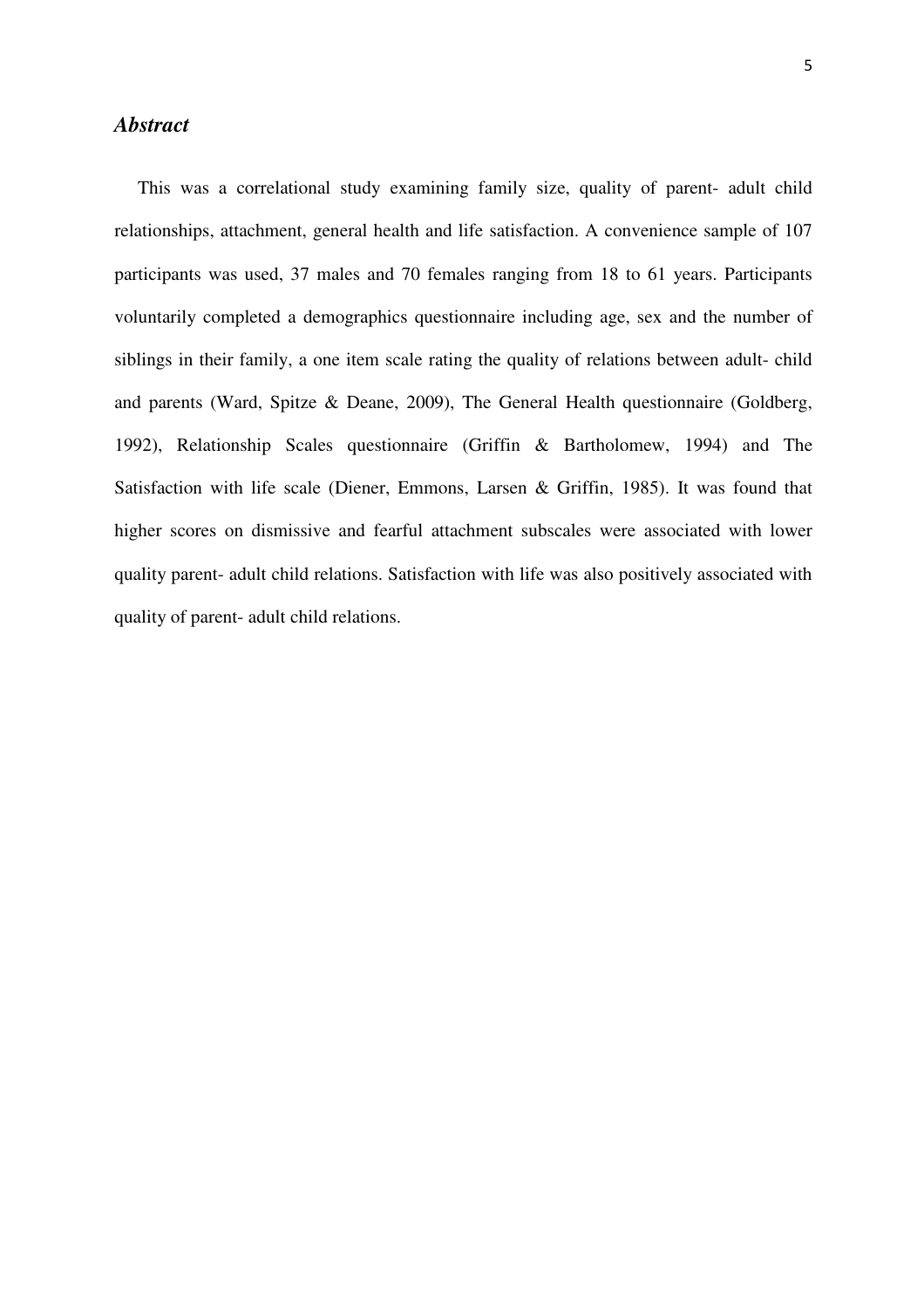## *Abstract*

This was a correlational study examining family size, quality of parent- adult child relationships, attachment, general health and life satisfaction. A convenience sample of 107 participants was used, 37 males and 70 females ranging from 18 to 61 years. Participants voluntarily completed a demographics questionnaire including age, sex and the number of siblings in their family, a one item scale rating the quality of relations between adult- child and parents (Ward, Spitze & Deane, 2009), The General Health questionnaire (Goldberg, 1992), Relationship Scales questionnaire (Griffin & Bartholomew, 1994) and The Satisfaction with life scale (Diener, Emmons, Larsen & Griffin, 1985). It was found that higher scores on dismissive and fearful attachment subscales were associated with lower quality parent- adult child relations. Satisfaction with life was also positively associated with quality of parent- adult child relations.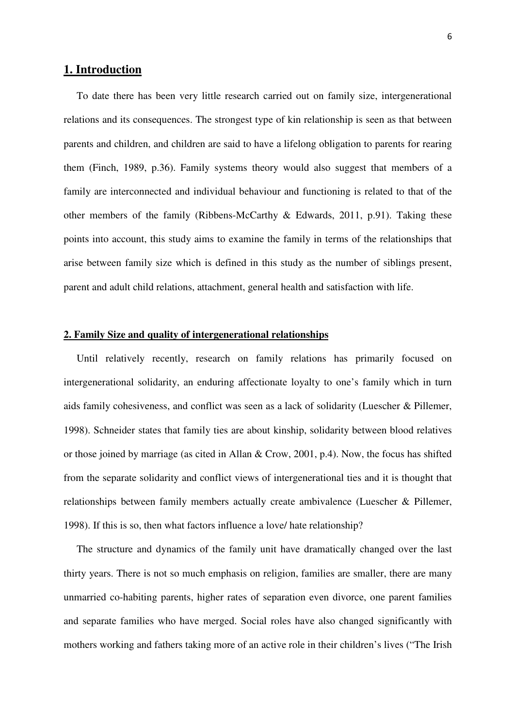## 1. Introduction

To date there has been very little research carried out on family size, intergenerational relations and its consequences. The strongest type of kin relationship is seen as that between parents and children, and children are said to have a lifelong obligation to parents for rearing them (Finch, 1989, p.36). Family systems theory would also suggest that members of a family are interconnected and individual behaviour and functioning is related to that of the other members of the family (Ribbens-McCarthy & Edwards, 2011, p.91). Taking these points into account, this study aims to examine the family in terms of the relationships that arise between family size which is defined in this study as the number of siblings present, parent and adult child relations, attachment, general health and satisfaction with life.

### 2. Family Size and quality of intergenerational relationships

Until relatively recently, research on family relations has primarily focused on intergenerational solidarity, an enduring affectionate loyalty to one's family which in turn aids family cohesiveness, and conflict was seen as a lack of solidarity (Luescher & Pillemer, 1998). Schneider states that family ties are about kinship, solidarity between blood relatives or those joined by marriage (as cited in Allan & Crow, 2001, p.4). Now, the focus has shifted from the separate solidarity and conflict views of intergenerational ties and it is thought that relationships between family members actually create ambivalence (Luescher & Pillemer, 1998). If this is so, then what factors influence a love/ hate relationship?

The structure and dynamics of the family unit have dramatically changed over the last thirty years. There is not so much emphasis on religion, families are smaller, there are many unmarried co-habiting parents, higher rates of separation even divorce, one parent families and separate families who have merged. Social roles have also changed significantly with mothers working and fathers taking more of an active role in their children's lives ("The Irish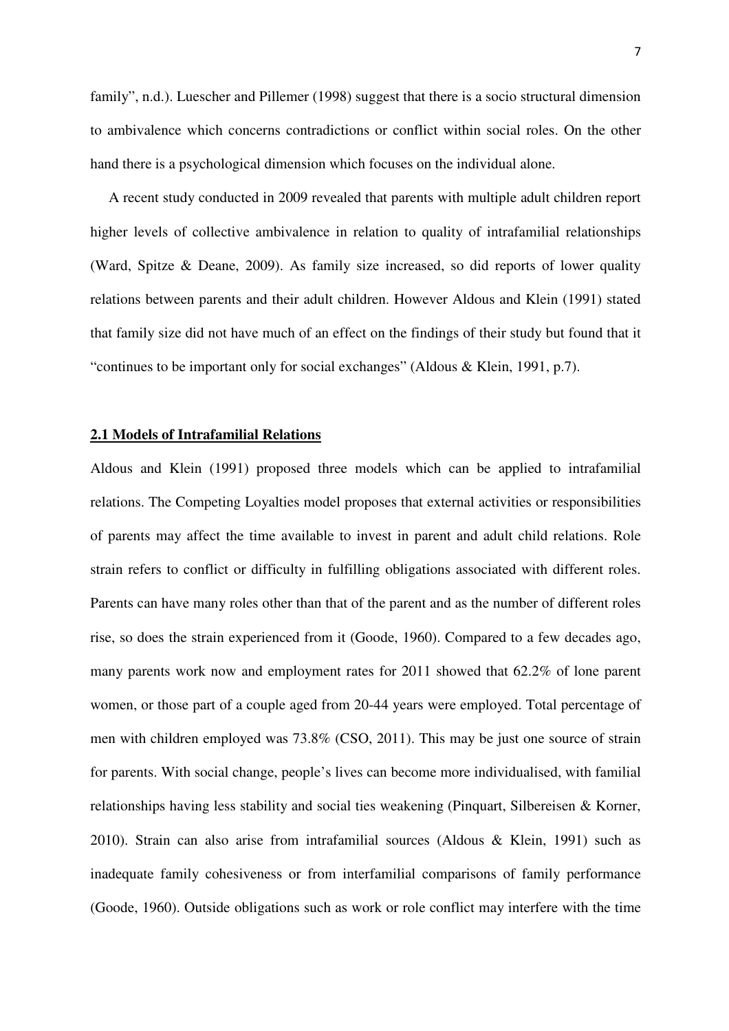family", n.d.). Luescher and Pillemer (1998) suggest that there is a socio structural dimension to ambivalence which concerns contradictions or conflict within social roles. On the other hand there is a psychological dimension which focuses on the individual alone.

A recent study conducted in 2009 revealed that parents with multiple adult children report higher levels of collective ambivalence in relation to quality of intrafamilial relationships (Ward, Spitze & Deane, 2009). As family size increased, so did reports of lower quality relations between parents and their adult children. However Aldous and Klein (1991) stated that family size did not have much of an effect on the findings of their study but found that it "continues to be important only for social exchanges" (Aldous & Klein, 1991, p.7).

## 2.1 Models of Intrafamilial Relations

Aldous and Klein (1991) proposed three models which can be applied to intrafamilial relations. The Competing Loyalties model proposes that external activities or responsibilities of parents may affect the time available to invest in parent and adult child relations. Role strain refers to conflict or difficulty in fulfilling obligations associated with different roles. Parents can have many roles other than that of the parent and as the number of different roles rise, so does the strain experienced from it (Goode, 1960). Compared to a few decades ago, many parents work now and employment rates for 2011 showed that 62.2% of lone parent women, or those part of a couple aged from 20-44 years were employed. Total percentage of men with children employed was 73.8% (CSO, 2011). This may be just one source of strain for parents. With social change, people's lives can become more individualised, with familial relationships having less stability and social ties weakening (Pinquart, Silbereisen & Korner, 2010). Strain can also arise from intrafamilial sources (Aldous & Klein, 1991) such as inadequate family cohesiveness or from interfamilial comparisons of family performance (Goode, 1960). Outside obligations such as work or role conflict may interfere with the time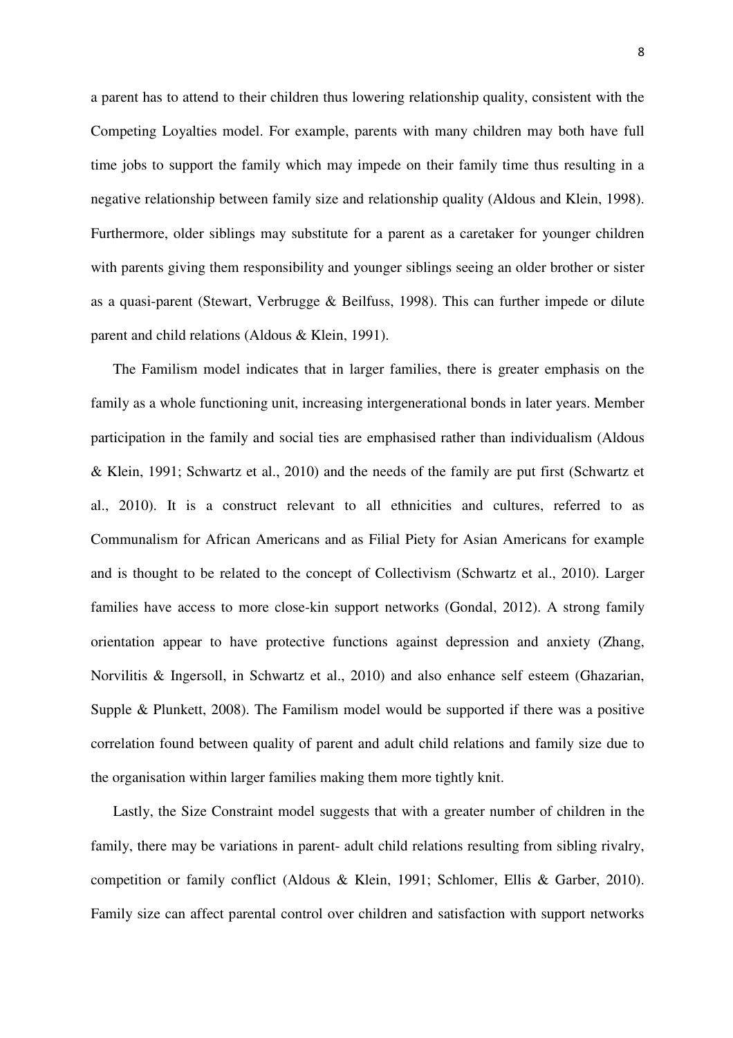a parent has to attend to their children thus lowering relationship quality, consistent with the Competing Loyalties model. For example, parents with many children may both have full time jobs to support the family which may impede on their family time thus resulting in a negative relationship between family size and relationship quality (Aldous and Klein, 1998). Furthermore, older siblings may substitute for a parent as a caretaker for younger children with parents giving them responsibility and younger siblings seeing an older brother or sister as a quasi-parent (Stewart, Verbrugge & Beilfuss, 1998). This can further impede or dilute parent and child relations (Aldous & Klein, 1991).

The Familism model indicates that in larger families, there is greater emphasis on the family as a whole functioning unit, increasing intergenerational bonds in later years. Member participation in the family and social ties are emphasised rather than individualism (Aldous & Klein, 1991; Schwartz et al., 2010) and the needs of the family are put first (Schwartz et al., 2010). It is a construct relevant to all ethnicities and cultures, referred to as Communalism for African Americans and as Filial Piety for Asian Americans for example and is thought to be related to the concept of Collectivism (Schwartz et al., 2010). Larger families have access to more close-kin support networks (Gondal, 2012). A strong family orientation appear to have protective functions against depression and anxiety (Zhang, Norvilitis & Ingersoll, in Schwartz et al., 2010) and also enhance self esteem (Ghazarian, Supple & Plunkett, 2008). The Familism model would be supported if there was a positive correlation found between quality of parent and adult child relations and family size due to the organisation within larger families making them more tightly knit.

Lastly, the Size Constraint model suggests that with a greater number of children in the family, there may be variations in parent- adult child relations resulting from sibling rivalry, competition or family conflict (Aldous & Klein, 1991; Schlomer, Ellis & Garber, 2010). Family size can affect parental control over children and satisfaction with support networks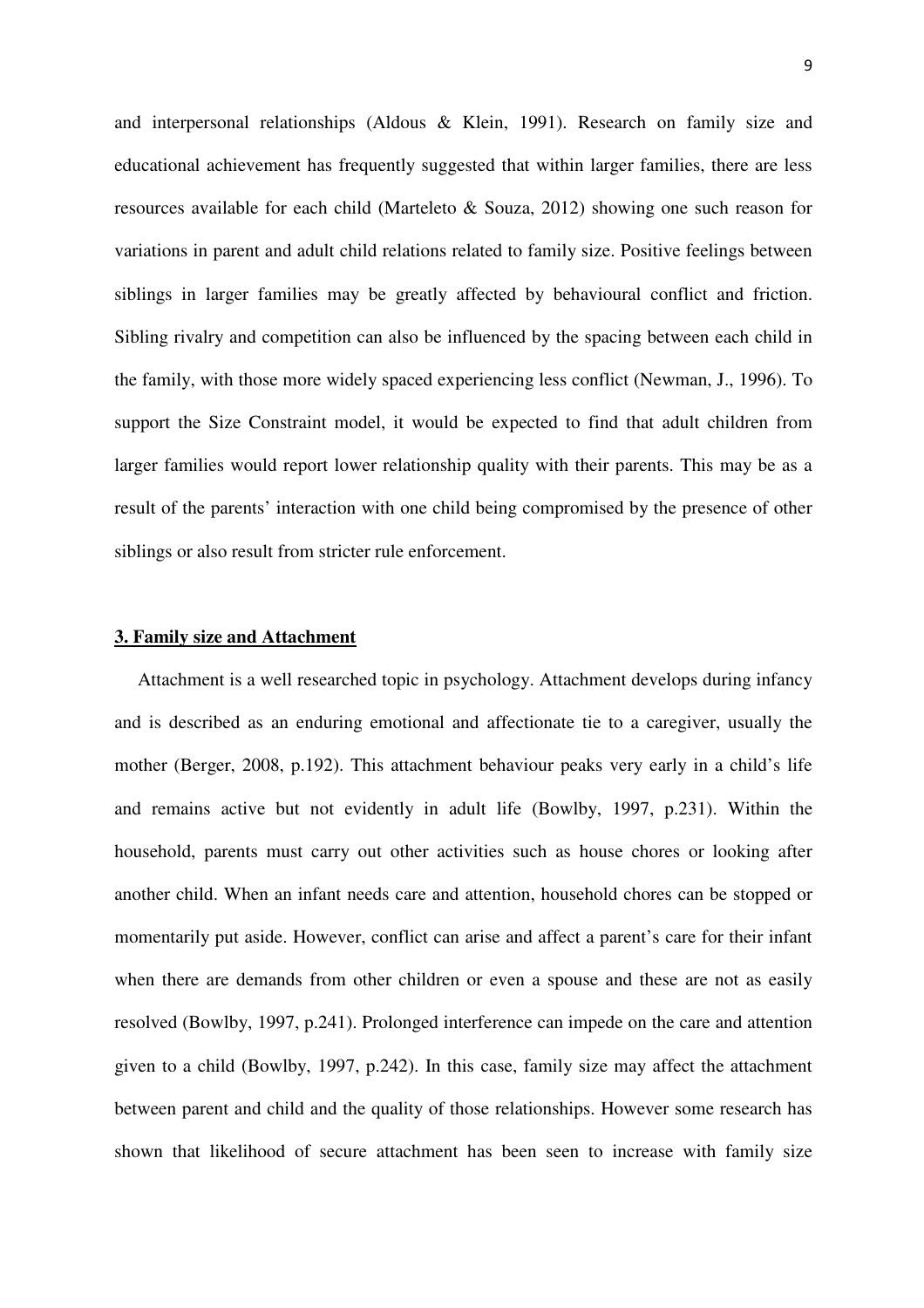and interpersonal relationships (Aldous & Klein, 1991). Research on family size and educational achievement has frequently suggested that within larger families, there are less resources available for each child (Marteleto & Souza, 2012) showing one such reason for variations in parent and adult child relations related to family size. Positive feelings between siblings in larger families may be greatly affected by behavioural conflict and friction. Sibling rivalry and competition can also be influenced by the spacing between each child in the family, with those more widely spaced experiencing less conflict (Newman, J., 1996). To support the Size Constraint model, it would be expected to find that adult children from larger families would report lower relationship quality with their parents. This may be as a result of the parents' interaction with one child being compromised by the presence of other siblings or also result from stricter rule enforcement.

## 3. Family size and Attachment

Attachment is a well researched topic in psychology. Attachment develops during infancy and is described as an enduring emotional and affectionate tie to a caregiver, usually the mother (Berger, 2008, p.192). This attachment behaviour peaks very early in a child's life and remains active but not evidently in adult life (Bowlby, 1997, p.231). Within the household, parents must carry out other activities such as house chores or looking after another child. When an infant needs care and attention, household chores can be stopped or momentarily put aside. However, conflict can arise and affect a parent's care for their infant when there are demands from other children or even a spouse and these are not as easily resolved (Bowlby, 1997, p.241). Prolonged interference can impede on the care and attention given to a child (Bowlby, 1997, p.242). In this case, family size may affect the attachment between parent and child and the quality of those relationships. However some research has shown that likelihood of secure attachment has been seen to increase with family size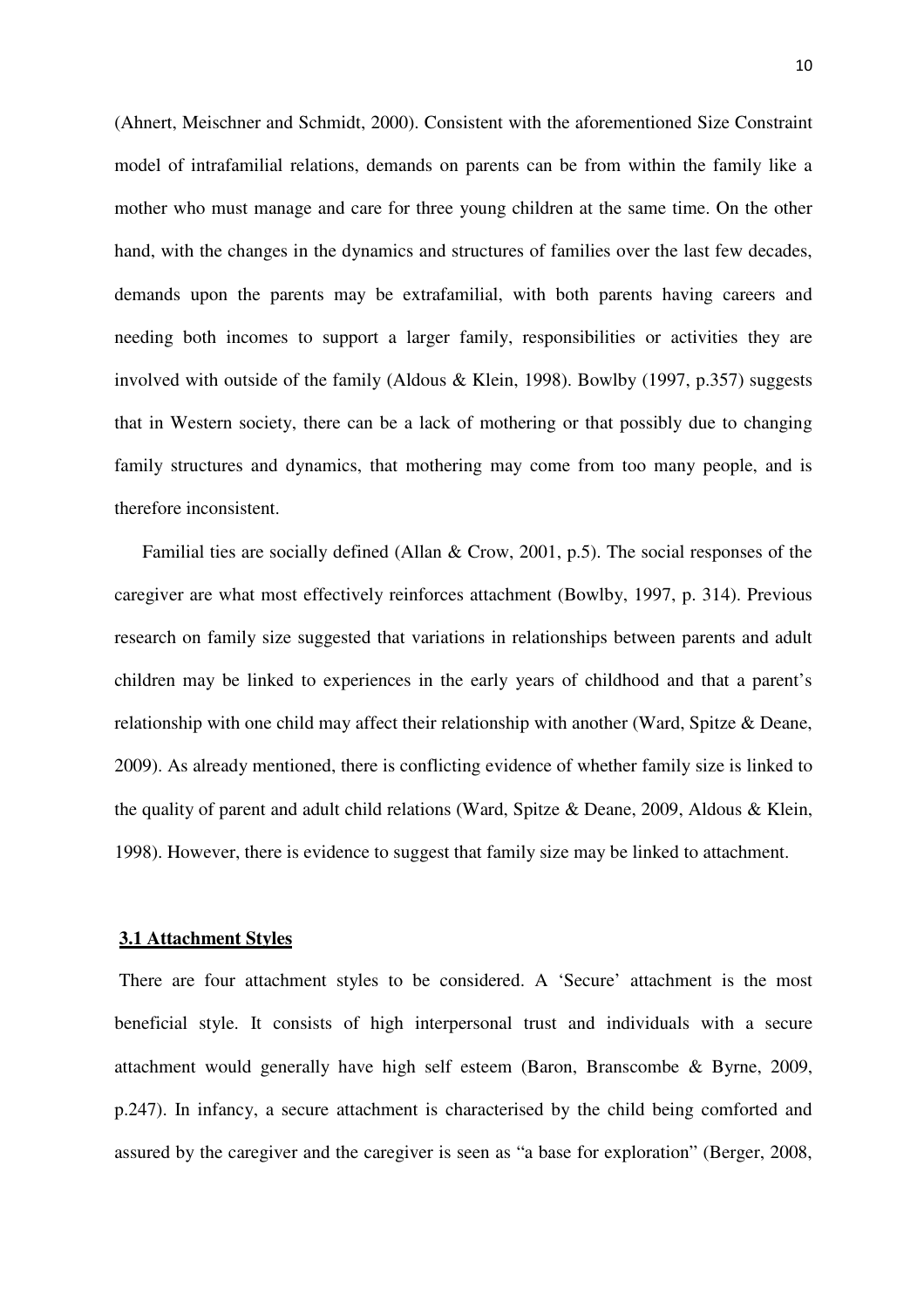(Ahnert, Meischner and Schmidt, 2000). Consistent with the aforementioned Size Constraint model of intrafamilial relations, demands on parents can be from within the family like a mother who must manage and care for three young children at the same time. On the other hand, with the changes in the dynamics and structures of families over the last few decades, demands upon the parents may be extrafamilial, with both parents having careers and needing both incomes to support a larger family, responsibilities or activities they are involved with outside of the family (Aldous & Klein, 1998). Bowlby (1997, p.357) suggests that in Western society, there can be a lack of mothering or that possibly due to changing family structures and dynamics, that mothering may come from too many people, and is therefore inconsistent.

Familial ties are socially defined (Allan & Crow, 2001, p.5). The social responses of the caregiver are what most effectively reinforces attachment (Bowlby, 1997, p. 314). Previous research on family size suggested that variations in relationships between parents and adult children may be linked to experiences in the early years of childhood and that a parent's relationship with one child may affect their relationship with another (Ward, Spitze & Deane, 2009). As already mentioned, there is conflicting evidence of whether family size is linked to the quality of parent and adult child relations (Ward, Spitze & Deane, 2009, Aldous & Klein, 1998). However, there is evidence to suggest that family size may be linked to attachment.

### 3.1 Attachment Styles

There are four attachment styles to be considered. A 'Secure' attachment is the most beneficial style. It consists of high interpersonal trust and individuals with a secure attachment would generally have high self esteem (Baron, Branscombe & Byrne, 2009, p.247). In infancy, a secure attachment is characterised by the child being comforted and assured by the caregiver and the caregiver is seen as "a base for exploration" (Berger, 2008,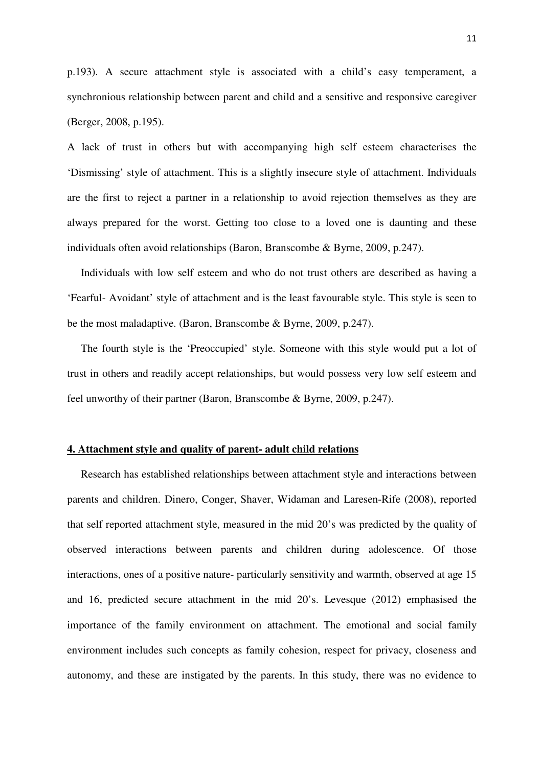p.193). A secure attachment style is associated with a child's easy temperament, a synchronious relationship between parent and child and a sensitive and responsive caregiver (Berger, 2008, p.195).

A lack of trust in others but with accompanying high self esteem characterises the 'Dismissing' style of attachment. This is a slightly insecure style of attachment. Individuals are the first to reject a partner in a relationship to avoid rejection themselves as they are always prepared for the worst. Getting too close to a loved one is daunting and these individuals often avoid relationships (Baron, Branscombe & Byrne, 2009, p.247).

Individuals with low self esteem and who do not trust others are described as having a 'Fearful- Avoidant' style of attachment and is the least favourable style. This style is seen to be the most maladaptive. (Baron, Branscombe & Byrne, 2009, p.247).

The fourth style is the 'Preoccupied' style. Someone with this style would put a lot of trust in others and readily accept relationships, but would possess very low self esteem and feel unworthy of their partner (Baron, Branscombe & Byrne, 2009, p.247).

## 4. Attachment style and quality of parent- adult child relations

Research has established relationships between attachment style and interactions between parents and children. Dinero, Conger, Shaver, Widaman and Laresen-Rife (2008), reported that self reported attachment style, measured in the mid 20's was predicted by the quality of observed interactions between parents and children during adolescence. Of those interactions, ones of a positive nature- particularly sensitivity and warmth, observed at age 15 and 16, predicted secure attachment in the mid 20's. Levesque (2012) emphasised the importance of the family environment on attachment. The emotional and social family environment includes such concepts as family cohesion, respect for privacy, closeness and autonomy, and these are instigated by the parents. In this study, there was no evidence to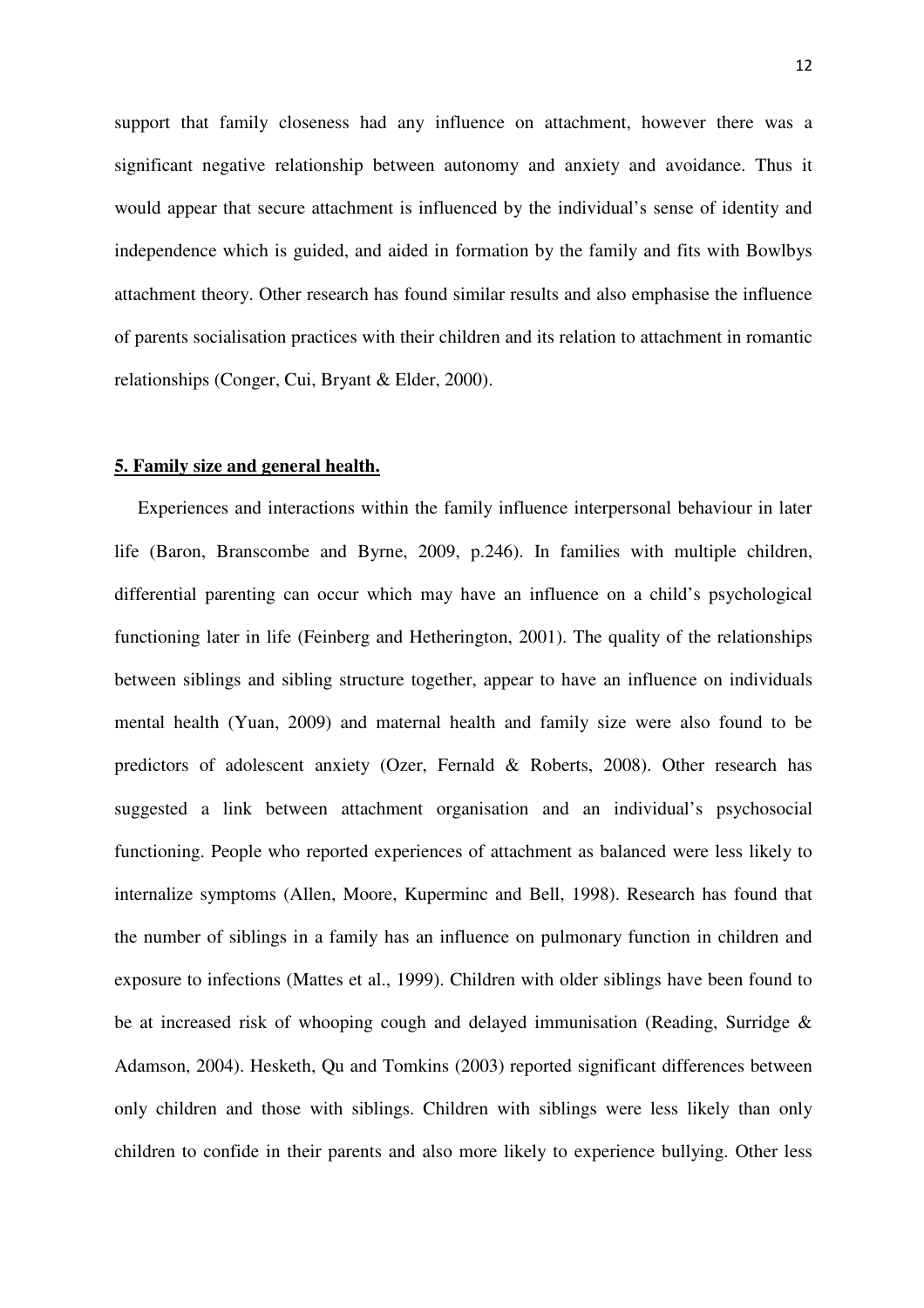support that family closeness had any influence on attachment, however there was a significant negative relationship between autonomy and anxiety and avoidance. Thus it would appear that secure attachment is influenced by the individual's sense of identity and independence which is guided, and aided in formation by the family and fits with Bowlbys attachment theory. Other research has found similar results and also emphasise the influence of parents socialisation practices with their children and its relation to attachment in romantic relationships (Conger, Cui, Bryant & Elder, 2000).

## **5. Family size and general health.**

Experiences and interactions within the family influence interpersonal behaviour in later life (Baron, Branscombe and Byrne, 2009, p.246). In families with multiple children, differential parenting can occur which may have an influence on a child's psychological functioning later in life (Feinberg and Hetherington, 2001). The quality of the relationships between siblings and sibling structure together, appear to have an influence on individuals mental health (Yuan, 2009) and maternal health and family size were also found to be predictors of adolescent anxiety (Ozer, Fernald & Roberts, 2008). Other research has suggested a link between attachment organisation and an individual's psychosocial functioning. People who reported experiences of attachment as balanced were less likely to internalize symptoms (Allen, Moore, Kuperminc and Bell, 1998). Research has found that the number of siblings in a family has an influence on pulmonary function in children and exposure to infections (Mattes et al., 1999). Children with older siblings have been found to be at increased risk of whooping cough and delayed immunisation (Reading, Surridge & Adamson, 2004). Hesketh, Qu and Tomkins (2003) reported significant differences between only children and those with siblings. Children with siblings were less likely than only children to confide in their parents and also more likely to experience bullying. Other less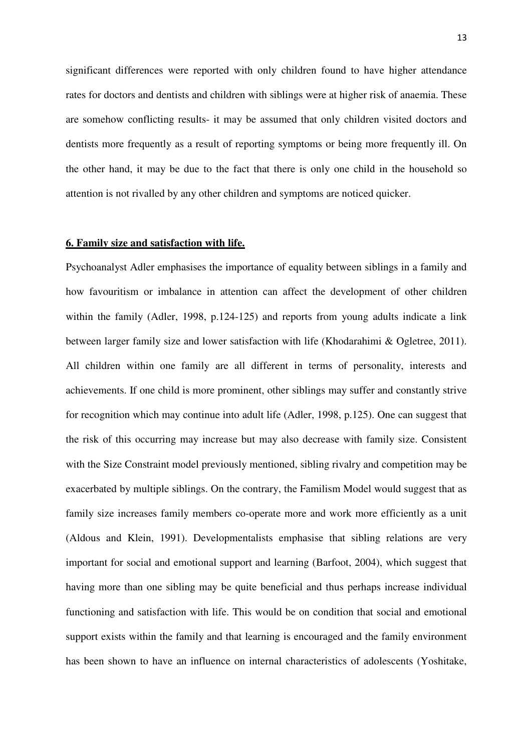significant differences were reported with only children found to have higher attendance rates for doctors and dentists and children with siblings were at higher risk of anaemia. These are somehow conflicting results- it may be assumed that only children visited doctors and dentists more frequently as a result of reporting symptoms or being more frequently ill. On the other hand, it may be due to the fact that there is only one child in the household so attention is not rivalled by any other children and symptoms are noticed quicker.

## 6. Family size and satisfaction with life.

Psychoanalyst Adler emphasises the importance of equality between siblings in a family and how favouritism or imbalance in attention can affect the development of other children within the family (Adler, 1998, p.124-125) and reports from young adults indicate a link between larger family size and lower satisfaction with life (Khodarahimi & Ogletree, 2011). All children within one family are all different in terms of personality, interests and achievements. If one child is more prominent, other siblings may suffer and constantly strive for recognition which may continue into adult life (Adler, 1998, p.125). One can suggest that the risk of this occurring may increase but may also decrease with family size. Consistent with the Size Constraint model previously mentioned, sibling rivalry and competition may be exacerbated by multiple siblings. On the contrary, the Familism Model would suggest that as family size increases family members co-operate more and work more efficiently as a unit (Aldous and Klein, 1991). Developmentalists emphasise that sibling relations are very important for social and emotional support and learning (Barfoot, 2004), which suggest that having more than one sibling may be quite beneficial and thus perhaps increase individual functioning and satisfaction with life. This would be on condition that social and emotional support exists within the family and that learning is encouraged and the family environment has been shown to have an influence on internal characteristics of adolescents (Yoshitake,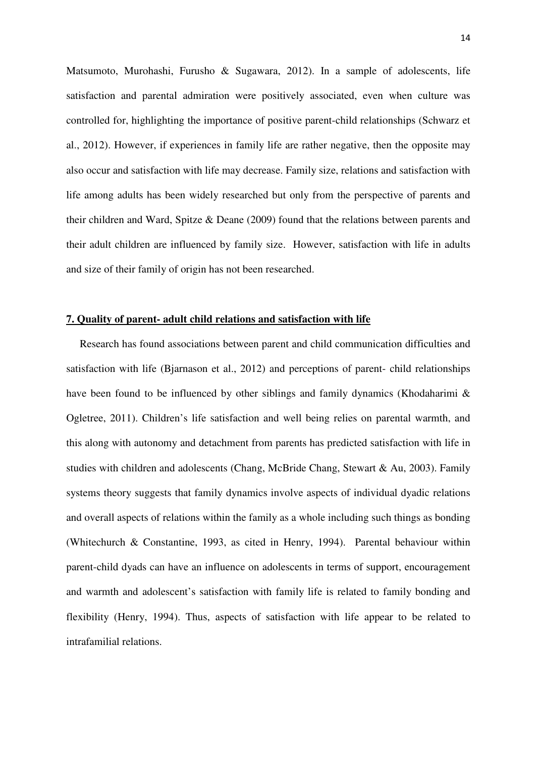Matsumoto, Murohashi, Furusho & Sugawara, 2012). In a sample of adolescents, life satisfaction and parental admiration were positively associated, even when culture was controlled for, highlighting the importance of positive parent-child relationships (Schwarz et al., 2012). However, if experiences in family life are rather negative, then the opposite may also occur and satisfaction with life may decrease. Family size, relations and satisfaction with life among adults has been widely researched but only from the perspective of parents and their children and Ward, Spitze & Deane (2009) found that the relations between parents and their adult children are influenced by family size. However, satisfaction with life in adults and size of their family of origin has not been researched.

## 7. Quality of parent- adult child relations and satisfaction with life

Research has found associations between parent and child communication difficulties and satisfaction with life (Bjarnason et al., 2012) and perceptions of parent- child relationships have been found to be influenced by other siblings and family dynamics (Khodaharimi & Ogletree, 2011). Children's life satisfaction and well being relies on parental warmth, and this along with autonomy and detachment from parents has predicted satisfaction with life in studies with children and adolescents (Chang, McBride Chang, Stewart & Au, 2003). Family systems theory suggests that family dynamics involve aspects of individual dyadic relations and overall aspects of relations within the family as a whole including such things as bonding (Whitechurch & Constantine, 1993, as cited in Henry, 1994). Parental behaviour within parent-child dyads can have an influence on adolescents in terms of support, encouragement and warmth and adolescent's satisfaction with family life is related to family bonding and flexibility (Henry, 1994). Thus, aspects of satisfaction with life appear to be related to intrafamilial relations.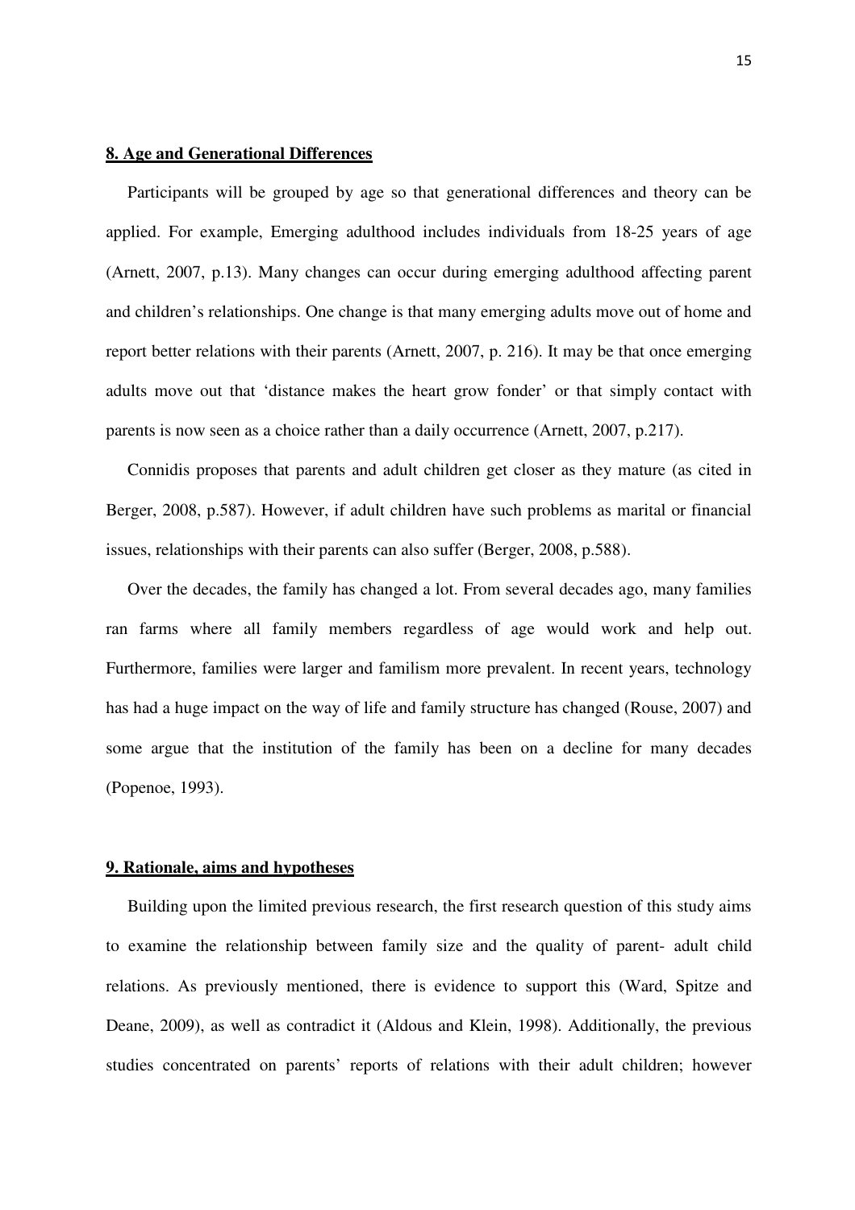**8. Age and Generational Differences**

Participants will be grouped by age so that generational differences and theory can be applied. For example, Emerging adulthood includes individuals from 18-25 years of age (Arnett, 2007, p.13). Many changes can occur during emerging adulthood affecting parent and children's relationships. One change is that many emerging adults move out of home and report better relations with their parents (Arnett, 2007, p. 216). It may be that once emerging adults move out that 'distance makes the heart grow fonder' or that simply contact with parents is now seen as a choice rather than a daily occurrence (Arnett, 2007, p.217).

Connidis proposes that parents and adult children get closer as they mature (as cited in Berger, 2008, p.587). However, if adult children have such problems as marital or financial issues, relationships with their parents can also suffer (Berger, 2008, p.588).

Over the decades, the family has changed a lot. From several decades ago, many families ran farms where all family members regardless of age would work and help out. Furthermore, families were larger and familism more prevalent. In recent years, technology has had a huge impact on the way of life and family structure has changed (Rouse, 2007) and some argue that the institution of the family has been on a decline for many decades (Popenoe, 1993).

**9. Rationale, aims and hypotheses**

Building upon the limited previous research, the first research question of this study aims to examine the relationship between family size and the quality of parent- adult child relations. As previously mentioned, there is evidence to support this (Ward, Spitze and Deane, 2009), as well as contradict it (Aldous and Klein, 1998). Additionally, the previous studies concentrated on parents' reports of relations with their adult children; however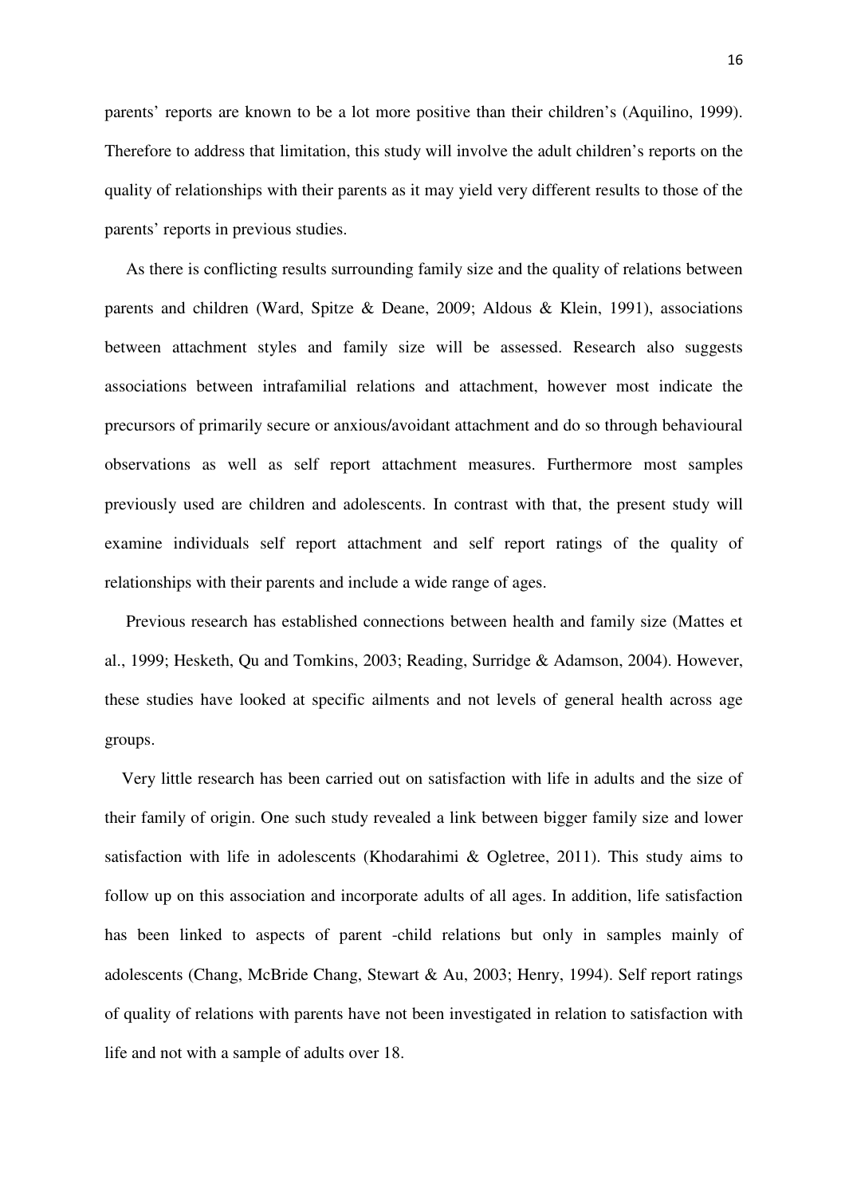parents' reports are known to be a lot more positive than their children's (Aquilino, 1999). Therefore to address that limitation, this study will involve the adult children's reports on the quality of relationships with their parents as it may yield very different results to those of the parents' reports in previous studies.

As there is conflicting results surrounding family size and the quality of relations between parents and children (Ward, Spitze & Deane, 2009; Aldous & Klein, 1991), associations between attachment styles and family size will be assessed. Research also suggests associations between intrafamilial relations and attachment, however most indicate the precursors of primarily secure or anxious/avoidant attachment and do so through behavioural observations as well as self report attachment measures. Furthermore most samples previously used are children and adolescents. In contrast with that, the present study will examine individuals self report attachment and self report ratings of the quality of relationships with their parents and include a wide range of ages.

Previous research has established connections between health and family size (Mattes et al., 1999; Hesketh, Qu and Tomkins, 2003; Reading, Surridge & Adamson, 2004). However, these studies have looked at specific ailments and not levels of general health across age groups.

Very little research has been carried out on satisfaction with life in adults and the size of their family of origin. One such study revealed a link between bigger family size and lower satisfaction with life in adolescents (Khodarahimi & Ogletree, 2011). This study aims to follow up on this association and incorporate adults of all ages. In addition, life satisfaction has been linked to aspects of parent -child relations but only in samples mainly of adolescents (Chang, McBride Chang, Stewart & Au, 2003; Henry, 1994). Self report ratings of quality of relations with parents have not been investigated in relation to satisfaction with life and not with a sample of adults over 18.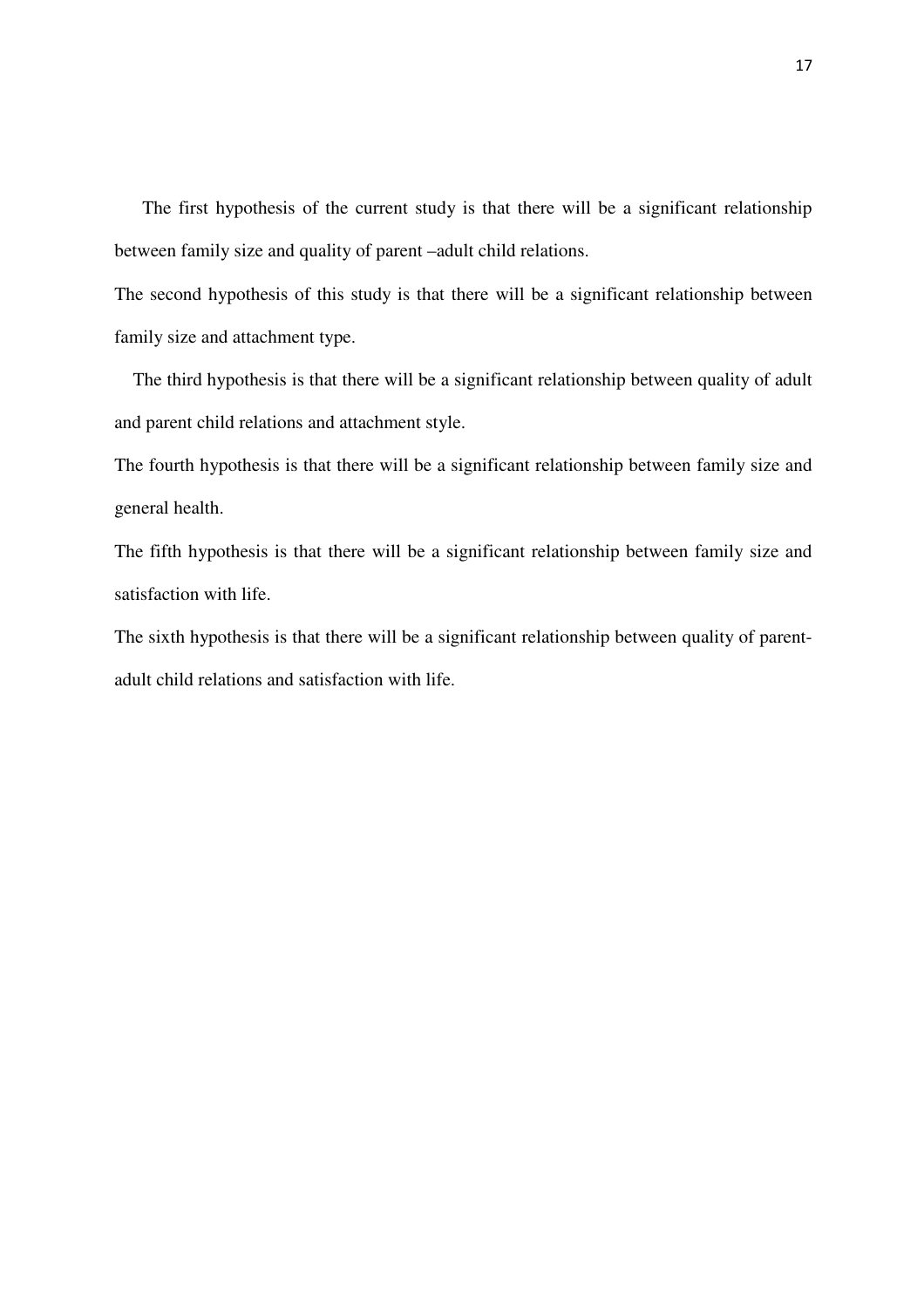The first hypothesis of the current study is that there will be a significant relationship between family size and quality of parent –adult child relations.

The second hypothesis of this study is that there will be a significant relationship between family size and attachment type.

The third hypothesis is that there will be a significant relationship between quality of adult and parent child relations and attachment style.

The fourth hypothesis is that there will be a significant relationship between family size and general health.

The fifth hypothesis is that there will be a significant relationship between family size and satisfaction with life.

The sixth hypothesis is that there will be a significant relationship between quality of parent-adult child relations and satisfaction with life.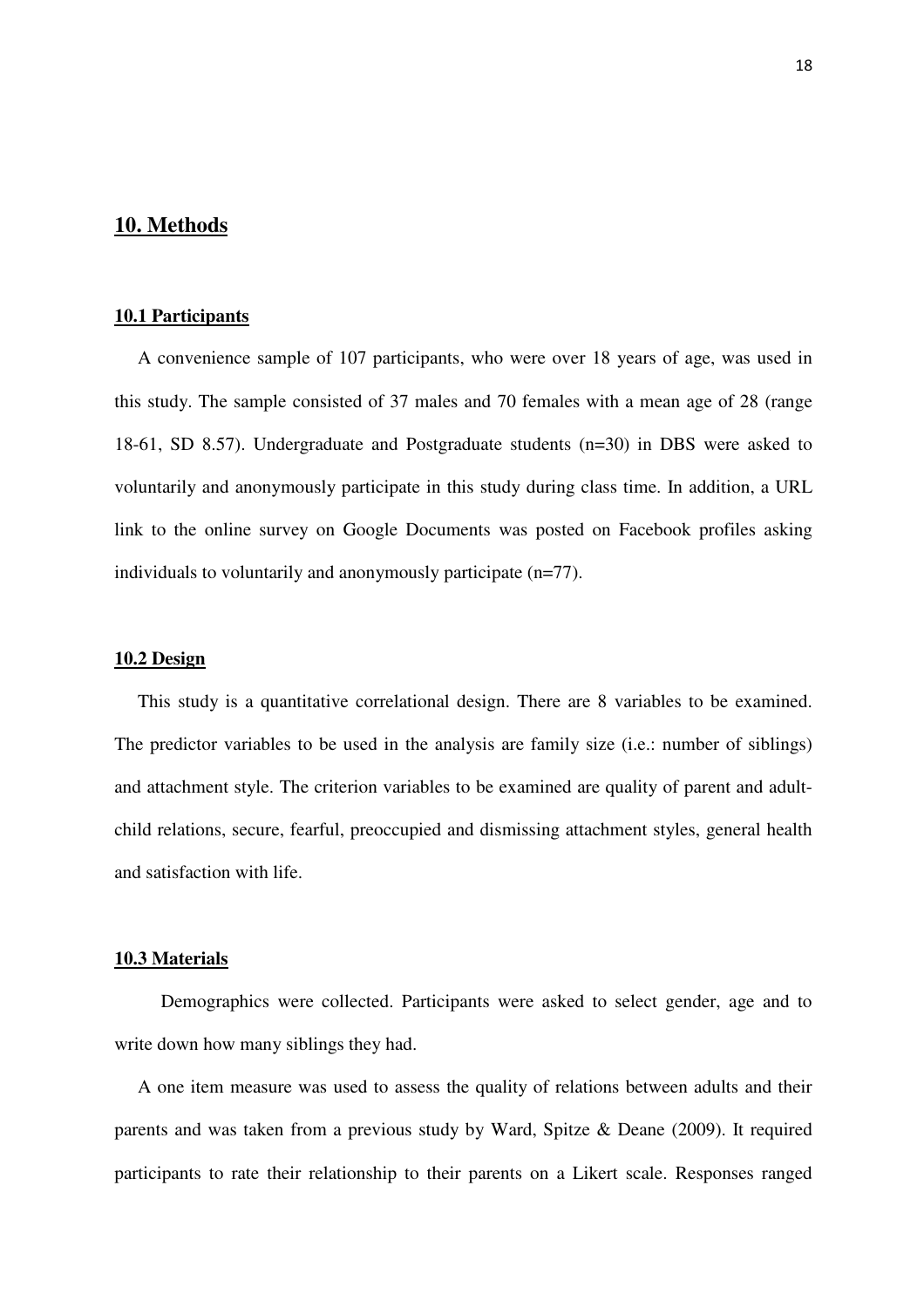## 10. Methods

### 10.1 Participants

A convenience sample of 107 participants, who were over 18 years of age, was used in this study. The sample consisted of 37 males and 70 females with a mean age of 28 (range 18-61, SD 8.57). Undergraduate and Postgraduate students (n=30) in DBS were asked to voluntarily and anonymously participate in this study during class time. In addition, a URL link to the online survey on Google Documents was posted on Facebook profiles asking individuals to voluntarily and anonymously participate (n=77).

### 10.2 Design

This study is a quantitative correlational design. There are 8 variables to be examined. The predictor variables to be used in the analysis are family size (i.e.: number of siblings) and attachment style. The criterion variables to be examined are quality of parent and adult-child relations, secure, fearful, preoccupied and dismissing attachment styles, general health and satisfaction with life.

### 10.3 Materials

Demographics were collected. Participants were asked to select gender, age and to write down how many siblings they had.

A one item measure was used to assess the quality of relations between adults and their parents and was taken from a previous study by Ward, Spitze & Deane (2009). It required participants to rate their relationship to their parents on a Likert scale. Responses ranged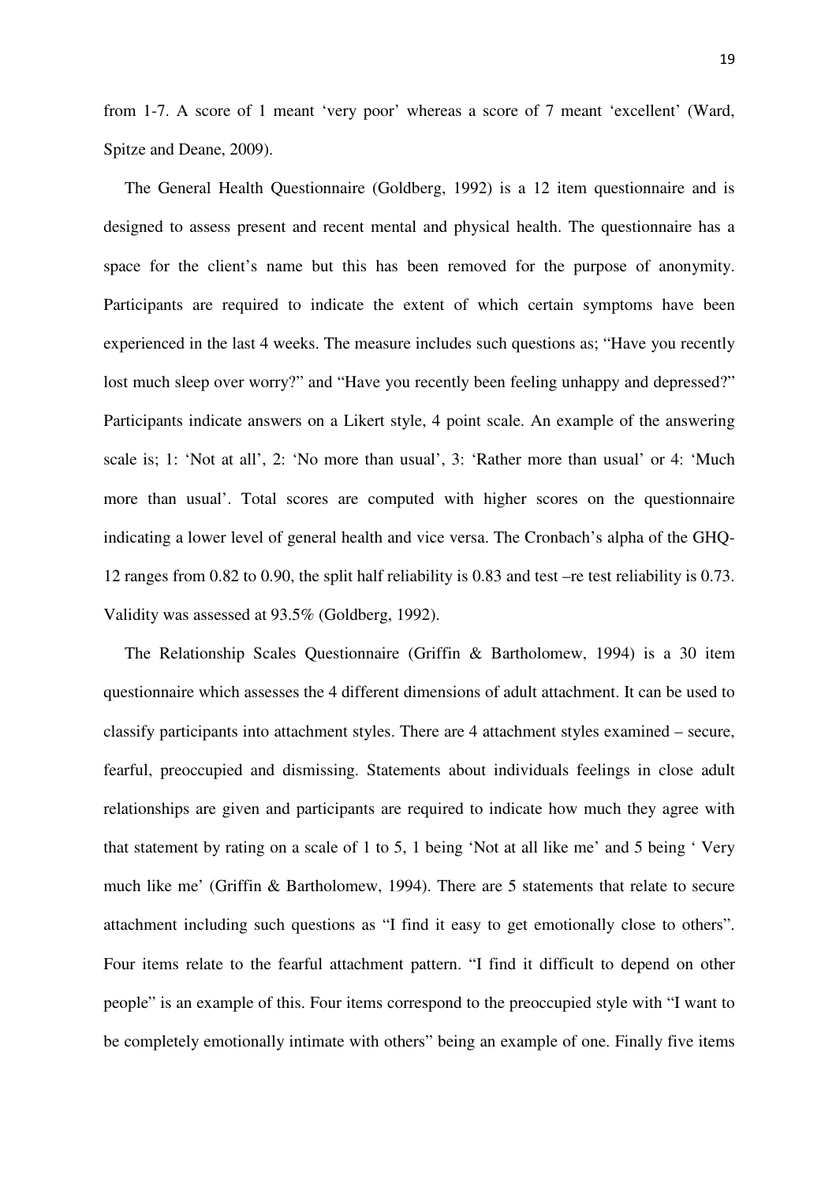from 1-7. A score of 1 meant 'very poor' whereas a score of 7 meant 'excellent' (Ward, Spitze and Deane, 2009).

The General Health Questionnaire (Goldberg, 1992) is a 12 item questionnaire and is designed to assess present and recent mental and physical health. The questionnaire has a space for the client's name but this has been removed for the purpose of anonymity. Participants are required to indicate the extent of which certain symptoms have been experienced in the last 4 weeks. The measure includes such questions as; "Have you recently lost much sleep over worry?" and "Have you recently been feeling unhappy and depressed?" Participants indicate answers on a Likert style, 4 point scale. An example of the answering scale is; 1: 'Not at all', 2: 'No more than usual', 3: 'Rather more than usual' or 4: 'Much more than usual'. Total scores are computed with higher scores on the questionnaire indicating a lower level of general health and vice versa. The Cronbach's alpha of the GHQ-12 ranges from 0.82 to 0.90, the split half reliability is 0.83 and test –re test reliability is 0.73. Validity was assessed at 93.5% (Goldberg, 1992).

The Relationship Scales Questionnaire (Griffin & Bartholomew, 1994) is a 30 item questionnaire which assesses the 4 different dimensions of adult attachment. It can be used to classify participants into attachment styles. There are 4 attachment styles examined – secure, fearful, preoccupied and dismissing. Statements about individuals feelings in close adult relationships are given and participants are required to indicate how much they agree with that statement by rating on a scale of 1 to 5, 1 being 'Not at all like me' and 5 being ' Very much like me' (Griffin & Bartholomew, 1994). There are 5 statements that relate to secure attachment including such questions as "I find it easy to get emotionally close to others". Four items relate to the fearful attachment pattern. "I find it difficult to depend on other people" is an example of this. Four items correspond to the preoccupied style with "I want to be completely emotionally intimate with others" being an example of one. Finally five items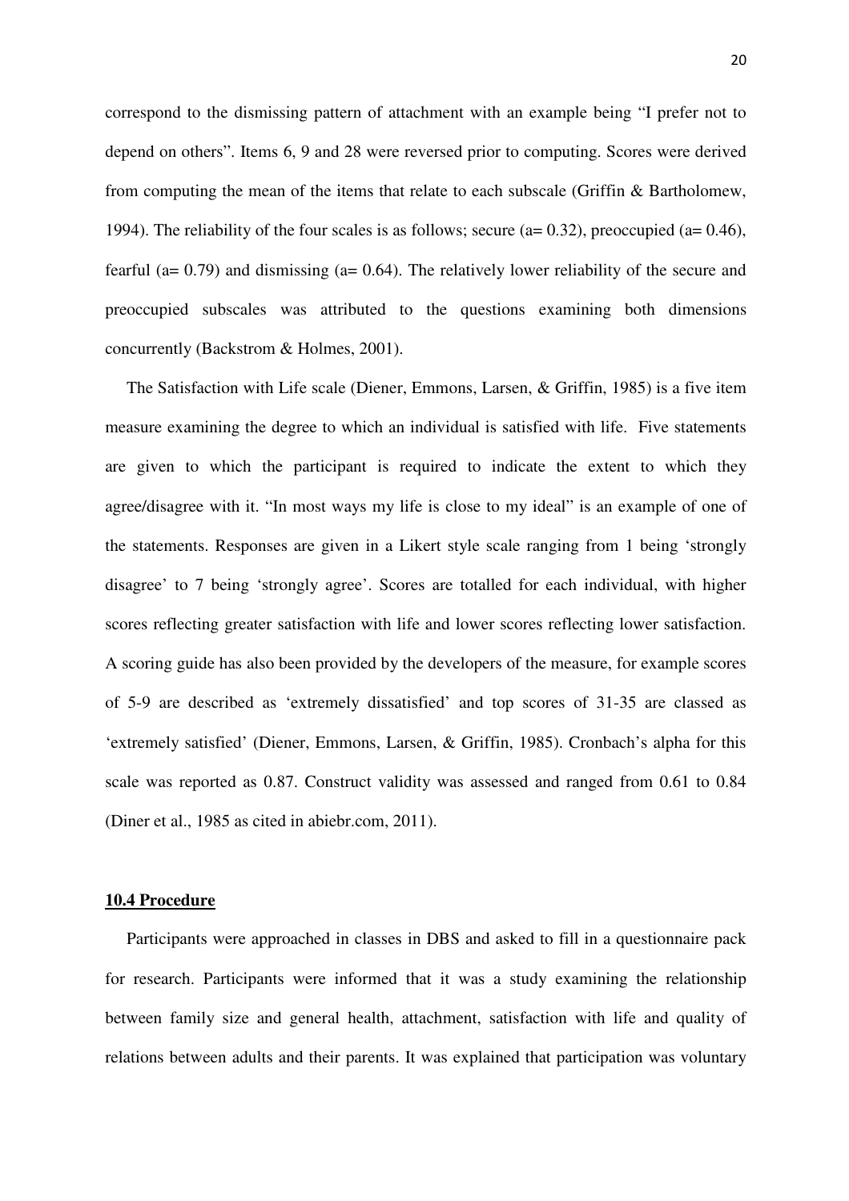correspond to the dismissing pattern of attachment with an example being "I prefer not to depend on others". Items 6, 9 and 28 were reversed prior to computing. Scores were derived from computing the mean of the items that relate to each subscale (Griffin & Bartholomew, 1994). The reliability of the four scales is as follows; secure (a= 0.32), preoccupied (a= 0.46), fearful (a= 0.79) and dismissing (a= 0.64). The relatively lower reliability of the secure and preoccupied subscales was attributed to the questions examining both dimensions concurrently (Backstrom & Holmes, 2001).

The Satisfaction with Life scale (Diener, Emmons, Larsen, & Griffin, 1985) is a five item measure examining the degree to which an individual is satisfied with life. Five statements are given to which the participant is required to indicate the extent to which they agree/disagree with it. "In most ways my life is close to my ideal" is an example of one of the statements. Responses are given in a Likert style scale ranging from 1 being 'strongly disagree' to 7 being 'strongly agree'. Scores are totalled for each individual, with higher scores reflecting greater satisfaction with life and lower scores reflecting lower satisfaction. A scoring guide has also been provided by the developers of the measure, for example scores of 5-9 are described as 'extremely dissatisfied' and top scores of 31-35 are classed as 'extremely satisfied' (Diener, Emmons, Larsen, & Griffin, 1985). Cronbach's alpha for this scale was reported as 0.87. Construct validity was assessed and ranged from 0.61 to 0.84 (Diner et al., 1985 as cited in abiebr.com, 2011).

### **10.4 Procedure**

Participants were approached in classes in DBS and asked to fill in a questionnaire pack for research. Participants were informed that it was a study examining the relationship between family size and general health, attachment, satisfaction with life and quality of relations between adults and their parents. It was explained that participation was voluntary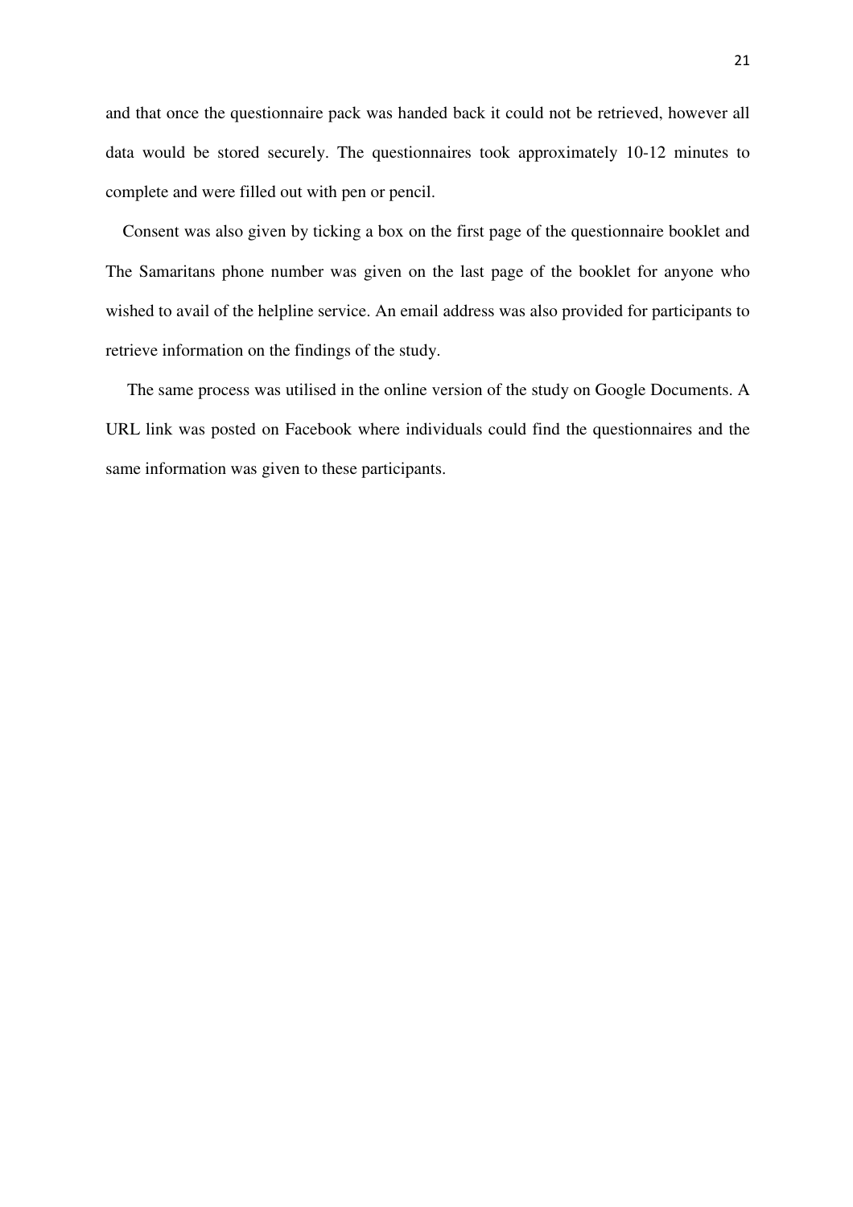and that once the questionnaire pack was handed back it could not be retrieved, however all data would be stored securely. The questionnaires took approximately 10-12 minutes to complete and were filled out with pen or pencil.

Consent was also given by ticking a box on the first page of the questionnaire booklet and The Samaritans phone number was given on the last page of the booklet for anyone who wished to avail of the helpline service. An email address was also provided for participants to retrieve information on the findings of the study.

The same process was utilised in the online version of the study on Google Documents. A URL link was posted on Facebook where individuals could find the questionnaires and the same information was given to these participants.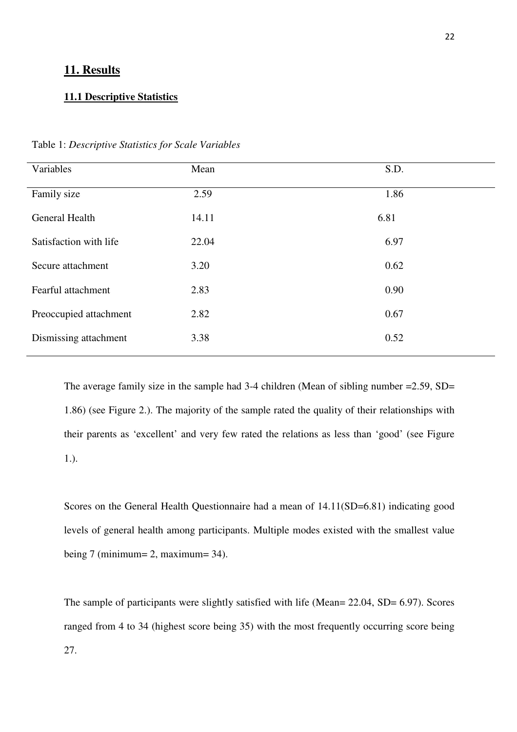## 11. Results

### 11.1 Descriptive Statistics

Table 1: *Descriptive Statistics for Scale Variables*

| Variables | Mean | S.D. |
|---|---|---|
| Family size | 2.59 | 1.86 |
| General Health | 14.11 | 6.81 |
| Satisfaction with life | 22.04 | 6.97 |
| Secure attachment | 3.20 | 0.62 |
| Fearful attachment | 2.83 | 0.90 |
| Preoccupied attachment | 2.82 | 0.67 |
| Dismissing attachment | 3.38 | 0.52 |

The average family size in the sample had 3-4 children (Mean of sibling number =2.59, SD= 1.86) (see Figure 2.). The majority of the sample rated the quality of their relationships with their parents as 'excellent' and very few rated the relations as less than 'good' (see Figure 1.).

Scores on the General Health Questionnaire had a mean of 14.11(SD=6.81) indicating good levels of general health among participants. Multiple modes existed with the smallest value being 7 (minimum= 2, maximum= 34).

The sample of participants were slightly satisfied with life (Mean= 22.04, SD= 6.97). Scores ranged from 4 to 34 (highest score being 35) with the most frequently occurring score being 27.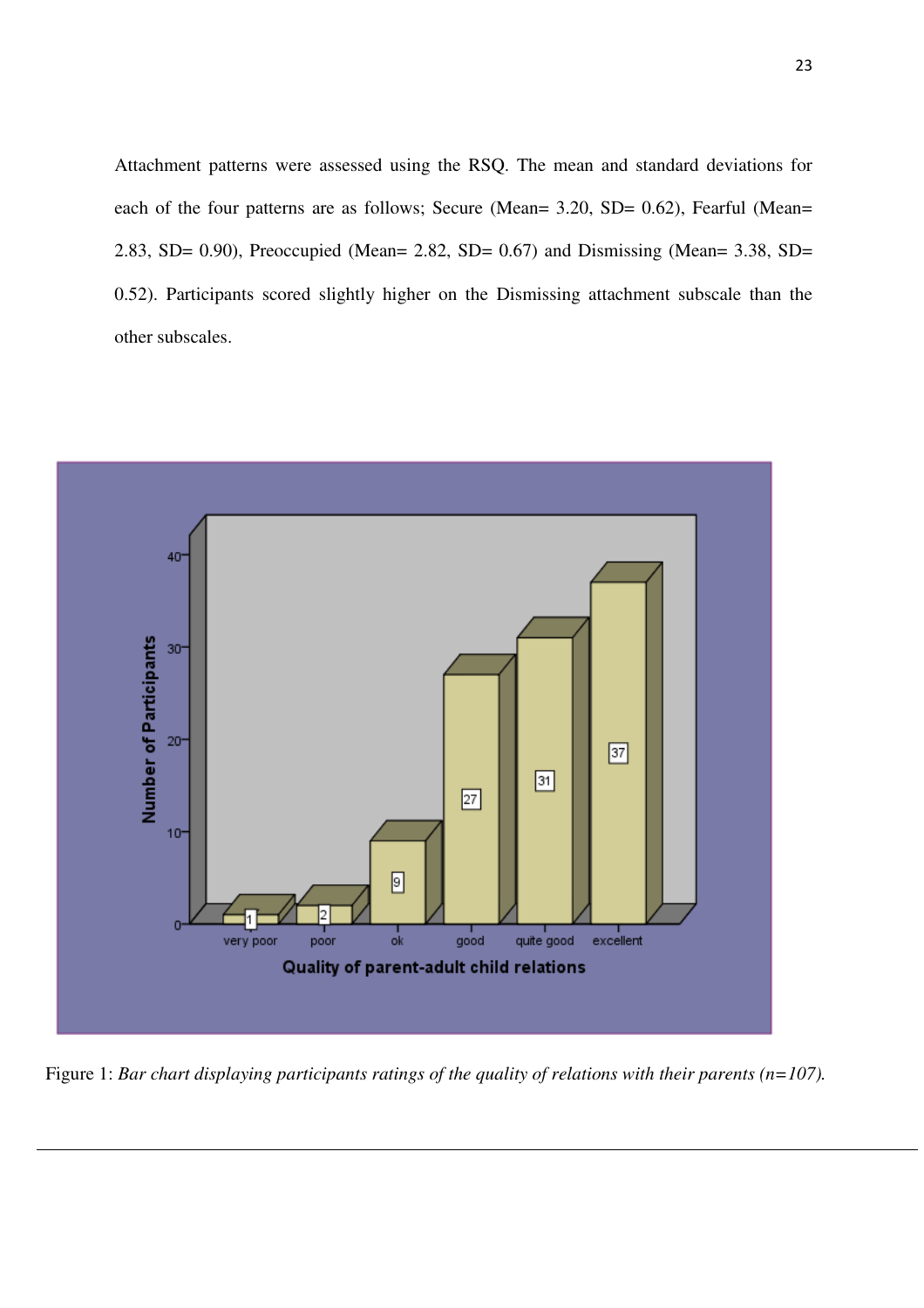Attachment patterns were assessed using the RSQ. The mean and standard deviations for each of the four patterns are as follows; Secure (Mean= 3.20, SD= 0.62), Fearful (Mean= 2.83, SD= 0.90), Preoccupied (Mean= 2.82, SD= 0.67) and Dismissing (Mean= 3.38, SD= 0.52). Participants scored slightly higher on the Dismissing attachment subscale than the other subscales.

Figure 1: *Bar chart displaying participants ratings of the quality of relations with their parents (n=107).*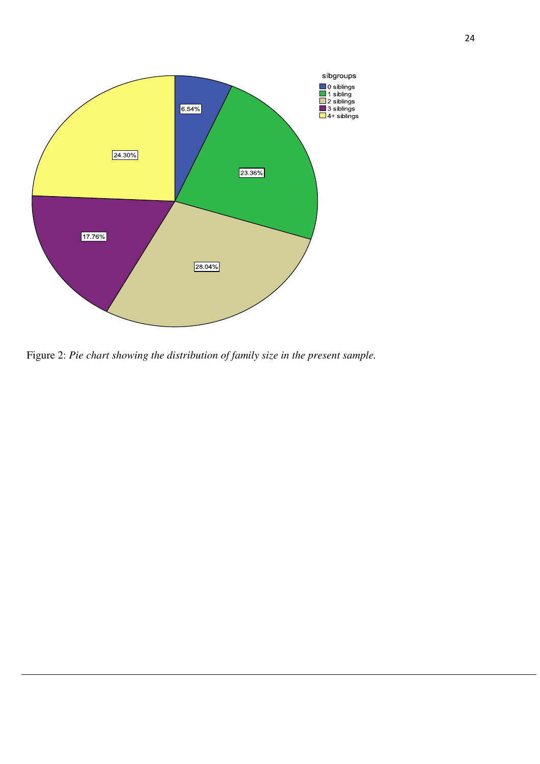Figure 2: *Pie chart showing the distribution of family size in the present sample.*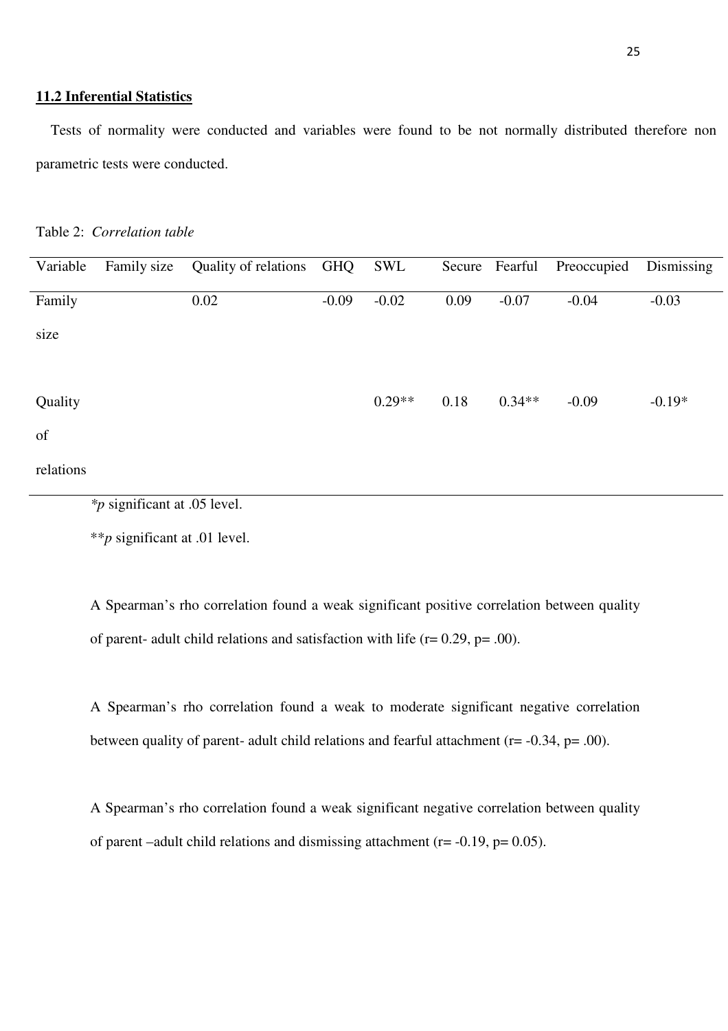## 11.2 Inferential Statistics

Tests of normality were conducted and variables were found to be not normally distributed therefore non parametric tests were conducted.

Table 2: *Correlation table*

| Variable | Family size | Quality of relations | GHQ | SWL | Secure | Fearful | Preoccupied | Dismissing |
|---|---|---|---|---|---|---|---|---|
| Family size | | 0.02 | -0.09 | -0.02 | 0.09 | -0.07 | -0.04 | -0.03 |
| Quality of relations | | | | 0.29** | 0.18 | 0.34** | -0.09 | -0.19* |

*$p$ significant at .05 level.

**$p$ significant at .01 level.

A Spearman's rho correlation found a weak significant positive correlation between quality of parent- adult child relations and satisfaction with life (r= 0.29, p= .00).

A Spearman's rho correlation found a weak to moderate significant negative correlation between quality of parent- adult child relations and fearful attachment (r= -0.34, p= .00).

A Spearman's rho correlation found a weak significant negative correlation between quality of parent –adult child relations and dismissing attachment (r= -0.19, p= 0.05).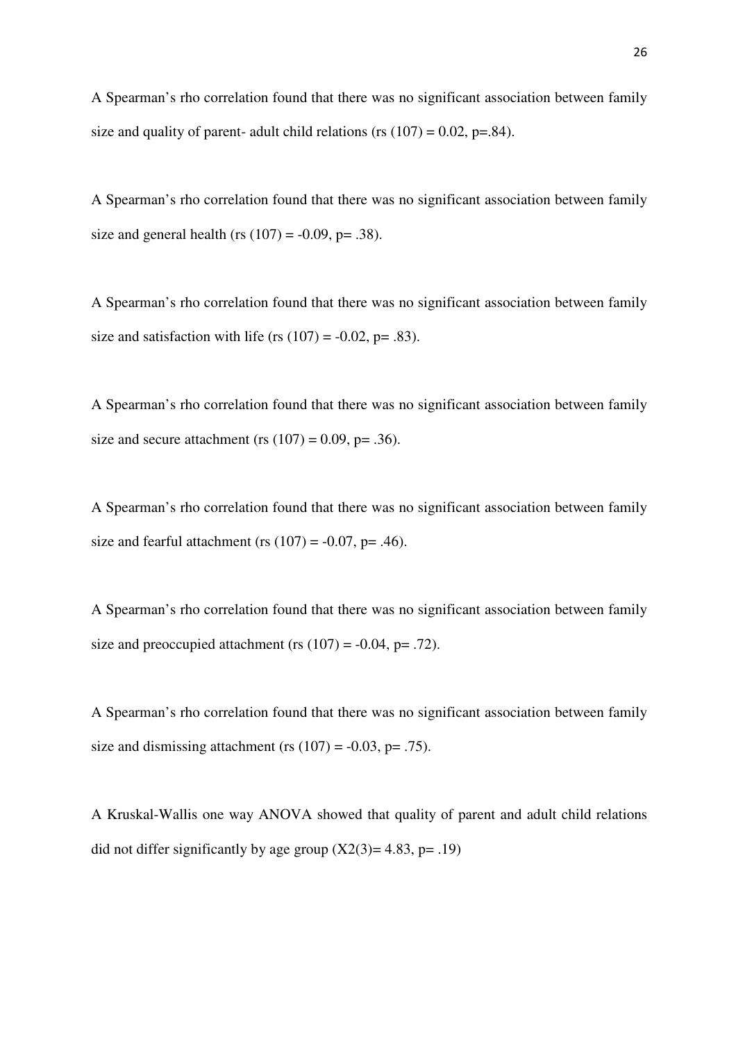A Spearman's rho correlation found that there was no significant association between family size and quality of parent- adult child relations ($r_s$ (107) = 0.02, p=.84).

A Spearman's rho correlation found that there was no significant association between family size and general health ($r_s$ (107) = -0.09, p= .38).

A Spearman's rho correlation found that there was no significant association between family size and satisfaction with life ($r_s$ (107) = -0.02, p= .83).

A Spearman's rho correlation found that there was no significant association between family size and secure attachment ($r_s$ (107) = 0.09, p= .36).

A Spearman's rho correlation found that there was no significant association between family size and fearful attachment ($r_s$ (107) = -0.07, p= .46).

A Spearman's rho correlation found that there was no significant association between family size and preoccupied attachment ($r_s$ (107) = -0.04, p= .72).

A Spearman's rho correlation found that there was no significant association between family size and dismissing attachment ($r_s$ (107) = -0.03, p= .75).

A Kruskal-Wallis one way ANOVA showed that quality of parent and adult child relations did not differ significantly by age group ($X2(3)$= 4.83, p= .19)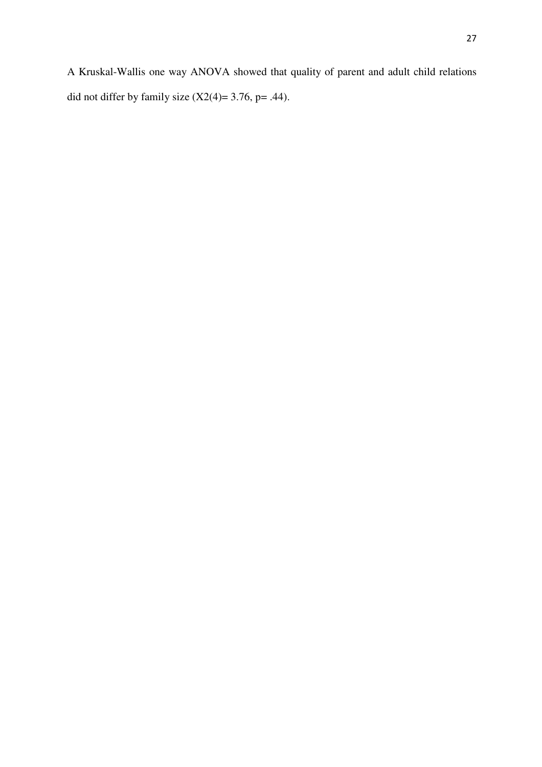A Kruskal-Wallis one way ANOVA showed that quality of parent and adult child relations did not differ by family size ($X2(4)= 3.76$, $p= .44$).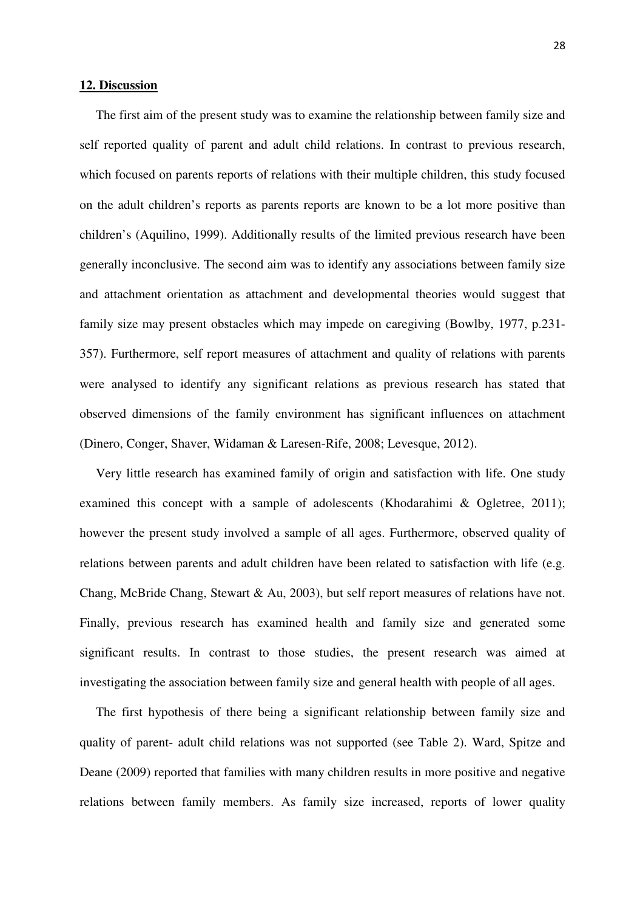## **12. Discussion**

The first aim of the present study was to examine the relationship between family size and self reported quality of parent and adult child relations. In contrast to previous research, which focused on parents reports of relations with their multiple children, this study focused on the adult children's reports as parents reports are known to be a lot more positive than children's (Aquilino, 1999). Additionally results of the limited previous research have been generally inconclusive. The second aim was to identify any associations between family size and attachment orientation as attachment and developmental theories would suggest that family size may present obstacles which may impede on caregiving (Bowlby, 1977, p.231-357). Furthermore, self report measures of attachment and quality of relations with parents were analysed to identify any significant relations as previous research has stated that observed dimensions of the family environment has significant influences on attachment (Dinero, Conger, Shaver, Widaman & Laresen-Rife, 2008; Levesque, 2012).

Very little research has examined family of origin and satisfaction with life. One study examined this concept with a sample of adolescents (Khodarahimi & Ogletree, 2011); however the present study involved a sample of all ages. Furthermore, observed quality of relations between parents and adult children have been related to satisfaction with life (e.g. Chang, McBride Chang, Stewart & Au, 2003), but self report measures of relations have not. Finally, previous research has examined health and family size and generated some significant results. In contrast to those studies, the present research was aimed at investigating the association between family size and general health with people of all ages.

The first hypothesis of there being a significant relationship between family size and quality of parent- adult child relations was not supported (see Table 2). Ward, Spitze and Deane (2009) reported that families with many children results in more positive and negative relations between family members. As family size increased, reports of lower quality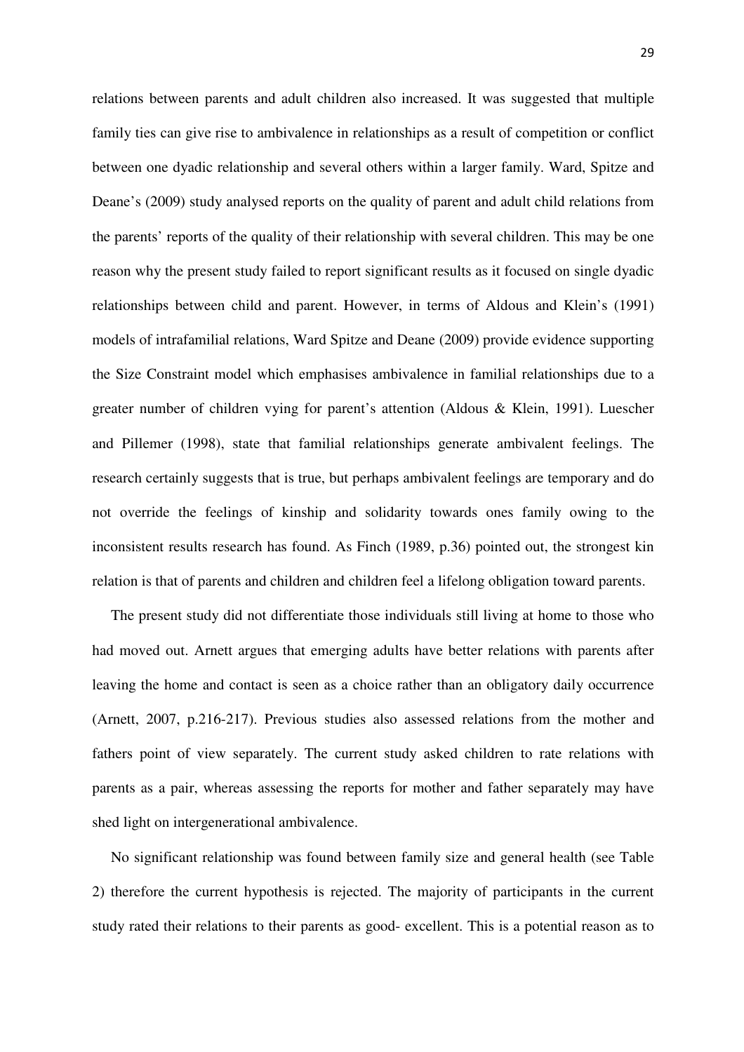relations between parents and adult children also increased. It was suggested that multiple family ties can give rise to ambivalence in relationships as a result of competition or conflict between one dyadic relationship and several others within a larger family. Ward, Spitze and Deane's (2009) study analysed reports on the quality of parent and adult child relations from the parents' reports of the quality of their relationship with several children. This may be one reason why the present study failed to report significant results as it focused on single dyadic relationships between child and parent. However, in terms of Aldous and Klein's (1991) models of intrafamilial relations, Ward Spitze and Deane (2009) provide evidence supporting the Size Constraint model which emphasises ambivalence in familial relationships due to a greater number of children vying for parent's attention (Aldous & Klein, 1991). Luescher and Pillemer (1998), state that familial relationships generate ambivalent feelings. The research certainly suggests that is true, but perhaps ambivalent feelings are temporary and do not override the feelings of kinship and solidarity towards ones family owing to the inconsistent results research has found. As Finch (1989, p.36) pointed out, the strongest kin relation is that of parents and children and children feel a lifelong obligation toward parents.

The present study did not differentiate those individuals still living at home to those who had moved out. Arnett argues that emerging adults have better relations with parents after leaving the home and contact is seen as a choice rather than an obligatory daily occurrence (Arnett, 2007, p.216-217). Previous studies also assessed relations from the mother and fathers point of view separately. The current study asked children to rate relations with parents as a pair, whereas assessing the reports for mother and father separately may have shed light on intergenerational ambivalence.

No significant relationship was found between family size and general health (see Table 2) therefore the current hypothesis is rejected. The majority of participants in the current study rated their relations to their parents as good- excellent. This is a potential reason as to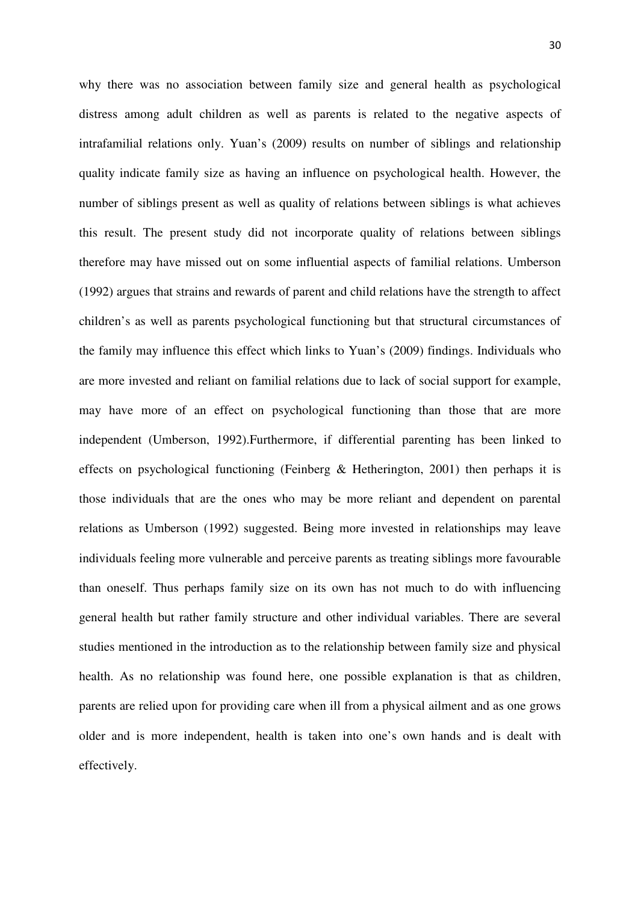why there was no association between family size and general health as psychological distress among adult children as well as parents is related to the negative aspects of intrafamilial relations only. Yuan's (2009) results on number of siblings and relationship quality indicate family size as having an influence on psychological health. However, the number of siblings present as well as quality of relations between siblings is what achieves this result. The present study did not incorporate quality of relations between siblings therefore may have missed out on some influential aspects of familial relations. Umberson (1992) argues that strains and rewards of parent and child relations have the strength to affect children's as well as parents psychological functioning but that structural circumstances of the family may influence this effect which links to Yuan's (2009) findings. Individuals who are more invested and reliant on familial relations due to lack of social support for example, may have more of an effect on psychological functioning than those that are more independent (Umberson, 1992).Furthermore, if differential parenting has been linked to effects on psychological functioning (Feinberg & Hetherington, 2001) then perhaps it is those individuals that are the ones who may be more reliant and dependent on parental relations as Umberson (1992) suggested. Being more invested in relationships may leave individuals feeling more vulnerable and perceive parents as treating siblings more favourable than oneself. Thus perhaps family size on its own has not much to do with influencing general health but rather family structure and other individual variables. There are several studies mentioned in the introduction as to the relationship between family size and physical health. As no relationship was found here, one possible explanation is that as children, parents are relied upon for providing care when ill from a physical ailment and as one grows older and is more independent, health is taken into one's own hands and is dealt with effectively.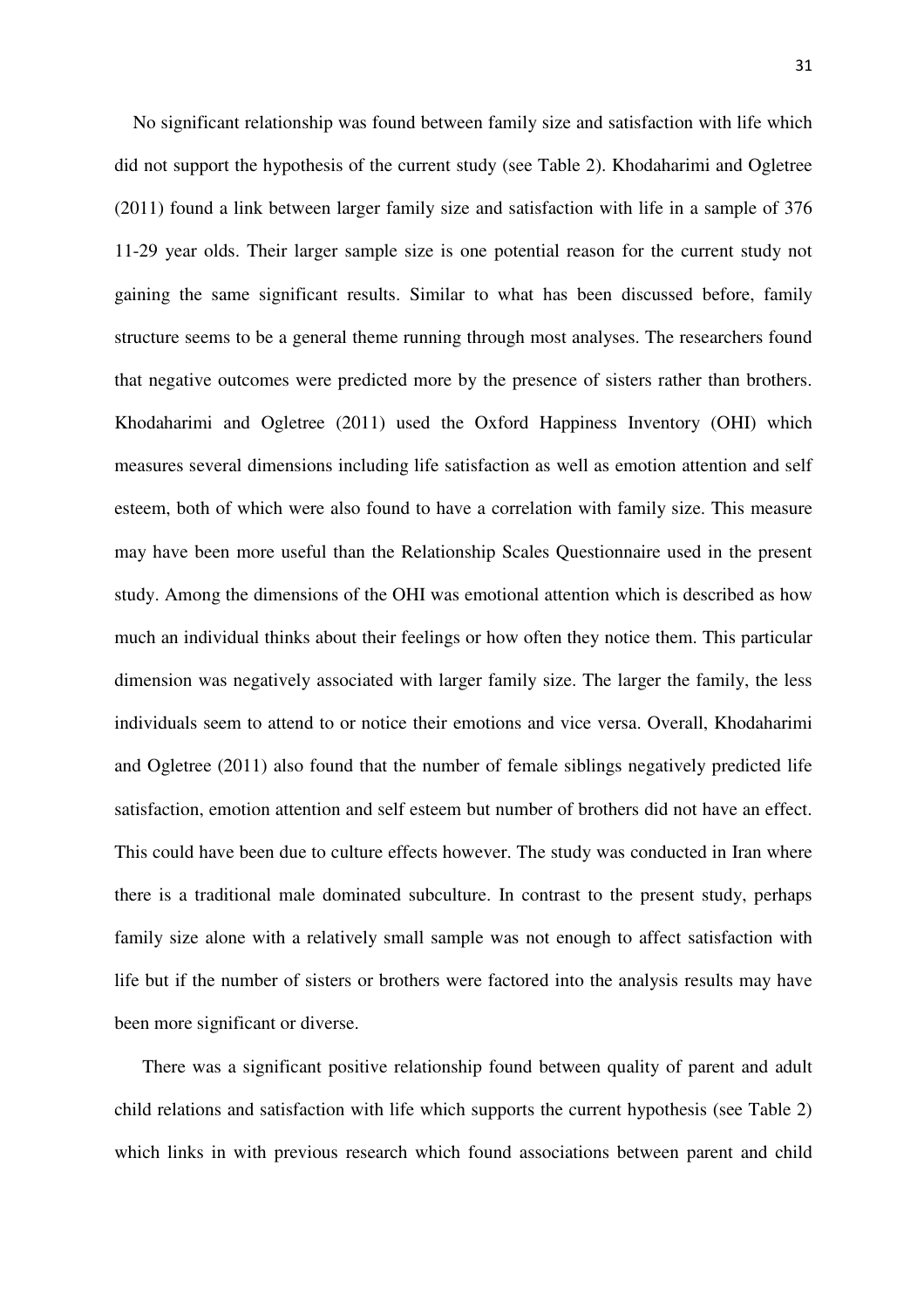No significant relationship was found between family size and satisfaction with life which did not support the hypothesis of the current study (see Table 2). Khodaharimi and Ogletree (2011) found a link between larger family size and satisfaction with life in a sample of 376 11-29 year olds. Their larger sample size is one potential reason for the current study not gaining the same significant results. Similar to what has been discussed before, family structure seems to be a general theme running through most analyses. The researchers found that negative outcomes were predicted more by the presence of sisters rather than brothers. Khodaharimi and Ogletree (2011) used the Oxford Happiness Inventory (OHI) which measures several dimensions including life satisfaction as well as emotion attention and self esteem, both of which were also found to have a correlation with family size. This measure may have been more useful than the Relationship Scales Questionnaire used in the present study. Among the dimensions of the OHI was emotional attention which is described as how much an individual thinks about their feelings or how often they notice them. This particular dimension was negatively associated with larger family size. The larger the family, the less individuals seem to attend to or notice their emotions and vice versa. Overall, Khodaharimi and Ogletree (2011) also found that the number of female siblings negatively predicted life satisfaction, emotion attention and self esteem but number of brothers did not have an effect. This could have been due to culture effects however. The study was conducted in Iran where there is a traditional male dominated subculture. In contrast to the present study, perhaps family size alone with a relatively small sample was not enough to affect satisfaction with life but if the number of sisters or brothers were factored into the analysis results may have been more significant or diverse.

There was a significant positive relationship found between quality of parent and adult child relations and satisfaction with life which supports the current hypothesis (see Table 2) which links in with previous research which found associations between parent and child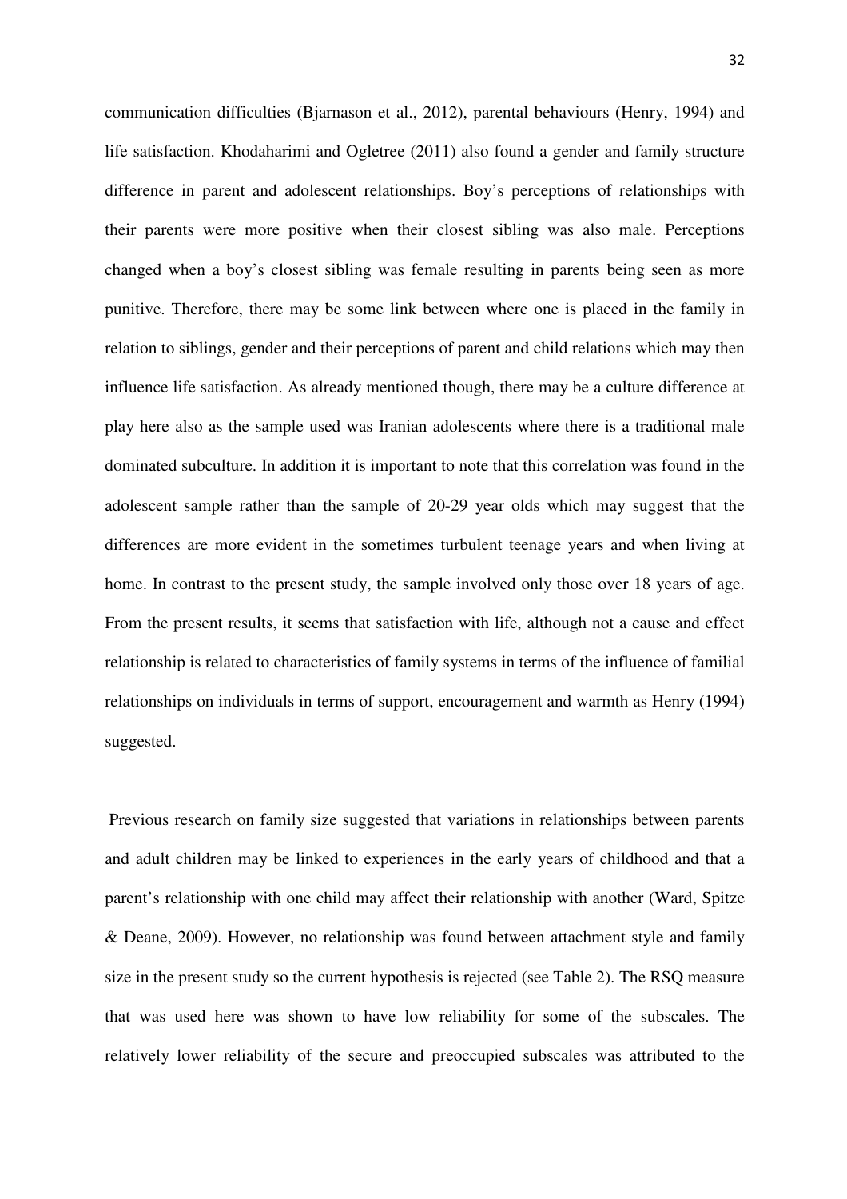communication difficulties (Bjarnason et al., 2012), parental behaviours (Henry, 1994) and life satisfaction. Khodaharimi and Ogletree (2011) also found a gender and family structure difference in parent and adolescent relationships. Boy's perceptions of relationships with their parents were more positive when their closest sibling was also male. Perceptions changed when a boy's closest sibling was female resulting in parents being seen as more punitive. Therefore, there may be some link between where one is placed in the family in relation to siblings, gender and their perceptions of parent and child relations which may then influence life satisfaction. As already mentioned though, there may be a culture difference at play here also as the sample used was Iranian adolescents where there is a traditional male dominated subculture. In addition it is important to note that this correlation was found in the adolescent sample rather than the sample of 20-29 year olds which may suggest that the differences are more evident in the sometimes turbulent teenage years and when living at home. In contrast to the present study, the sample involved only those over 18 years of age. From the present results, it seems that satisfaction with life, although not a cause and effect relationship is related to characteristics of family systems in terms of the influence of familial relationships on individuals in terms of support, encouragement and warmth as Henry (1994) suggested.

Previous research on family size suggested that variations in relationships between parents and adult children may be linked to experiences in the early years of childhood and that a parent's relationship with one child may affect their relationship with another (Ward, Spitze & Deane, 2009). However, no relationship was found between attachment style and family size in the present study so the current hypothesis is rejected (see Table 2). The RSQ measure that was used here was shown to have low reliability for some of the subscales. The relatively lower reliability of the secure and preoccupied subscales was attributed to the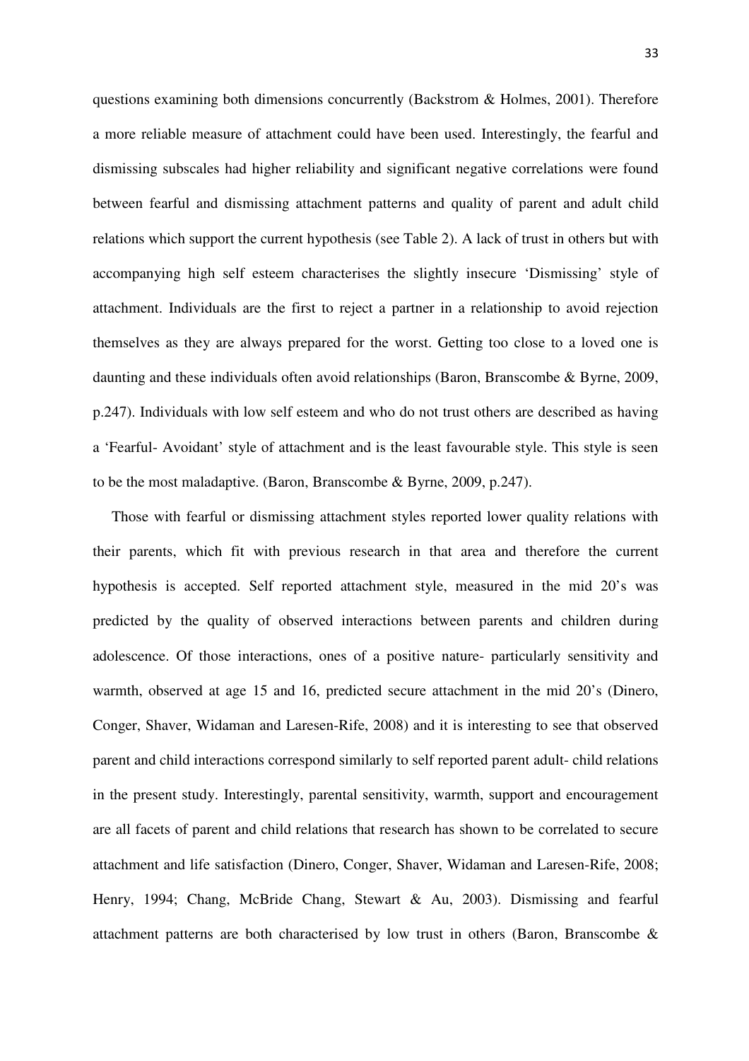questions examining both dimensions concurrently (Backstrom & Holmes, 2001). Therefore a more reliable measure of attachment could have been used. Interestingly, the fearful and dismissing subscales had higher reliability and significant negative correlations were found between fearful and dismissing attachment patterns and quality of parent and adult child relations which support the current hypothesis (see Table 2). A lack of trust in others but with accompanying high self esteem characterises the slightly insecure 'Dismissing' style of attachment. Individuals are the first to reject a partner in a relationship to avoid rejection themselves as they are always prepared for the worst. Getting too close to a loved one is daunting and these individuals often avoid relationships (Baron, Branscombe & Byrne, 2009, p.247). Individuals with low self esteem and who do not trust others are described as having a 'Fearful- Avoidant' style of attachment and is the least favourable style. This style is seen to be the most maladaptive. (Baron, Branscombe & Byrne, 2009, p.247).

Those with fearful or dismissing attachment styles reported lower quality relations with their parents, which fit with previous research in that area and therefore the current hypothesis is accepted. Self reported attachment style, measured in the mid 20's was predicted by the quality of observed interactions between parents and children during adolescence. Of those interactions, ones of a positive nature- particularly sensitivity and warmth, observed at age 15 and 16, predicted secure attachment in the mid 20's (Dinero, Conger, Shaver, Widaman and Laresen-Rife, 2008) and it is interesting to see that observed parent and child interactions correspond similarly to self reported parent adult- child relations in the present study. Interestingly, parental sensitivity, warmth, support and encouragement are all facets of parent and child relations that research has shown to be correlated to secure attachment and life satisfaction (Dinero, Conger, Shaver, Widaman and Laresen-Rife, 2008; Henry, 1994; Chang, McBride Chang, Stewart & Au, 2003). Dismissing and fearful attachment patterns are both characterised by low trust in others (Baron, Branscombe &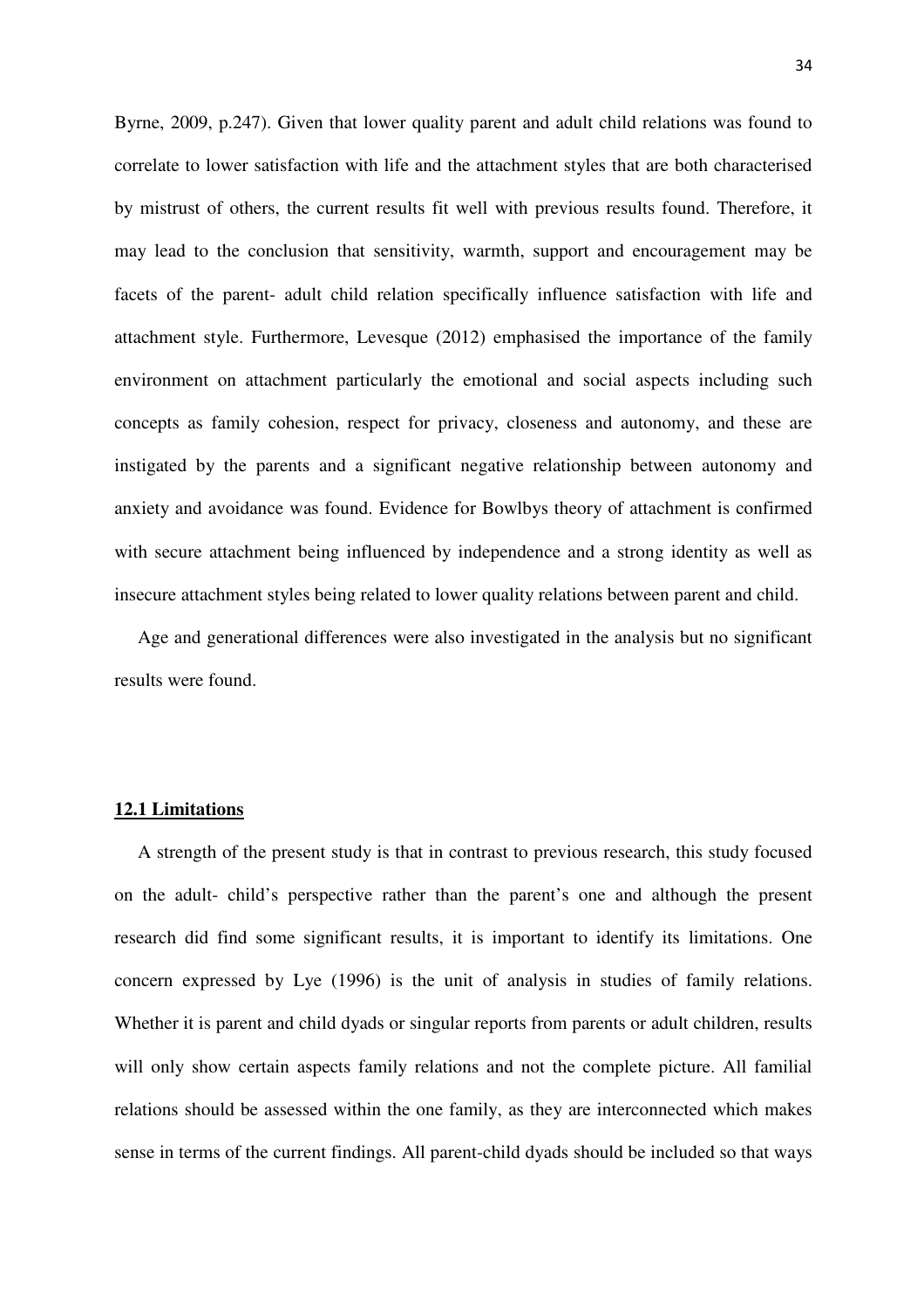Byrne, 2009, p.247). Given that lower quality parent and adult child relations was found to correlate to lower satisfaction with life and the attachment styles that are both characterised by mistrust of others, the current results fit well with previous results found. Therefore, it may lead to the conclusion that sensitivity, warmth, support and encouragement may be facets of the parent- adult child relation specifically influence satisfaction with life and attachment style. Furthermore, Levesque (2012) emphasised the importance of the family environment on attachment particularly the emotional and social aspects including such concepts as family cohesion, respect for privacy, closeness and autonomy, and these are instigated by the parents and a significant negative relationship between autonomy and anxiety and avoidance was found. Evidence for Bowlbys theory of attachment is confirmed with secure attachment being influenced by independence and a strong identity as well as insecure attachment styles being related to lower quality relations between parent and child.

Age and generational differences were also investigated in the analysis but no significant results were found.

**12.1 Limitations**

A strength of the present study is that in contrast to previous research, this study focused on the adult- child's perspective rather than the parent's one and although the present research did find some significant results, it is important to identify its limitations. One concern expressed by Lye (1996) is the unit of analysis in studies of family relations. Whether it is parent and child dyads or singular reports from parents or adult children, results will only show certain aspects family relations and not the complete picture. All familial relations should be assessed within the one family, as they are interconnected which makes sense in terms of the current findings. All parent-child dyads should be included so that ways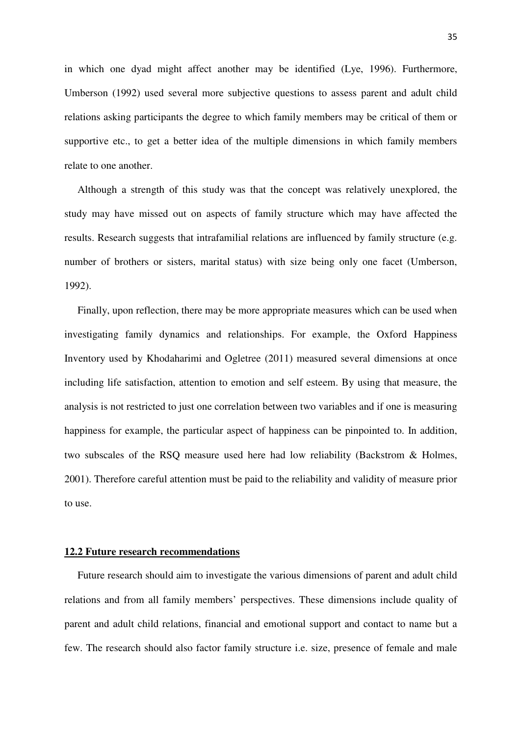in which one dyad might affect another may be identified (Lye, 1996). Furthermore, Umberson (1992) used several more subjective questions to assess parent and adult child relations asking participants the degree to which family members may be critical of them or supportive etc., to get a better idea of the multiple dimensions in which family members relate to one another.

Although a strength of this study was that the concept was relatively unexplored, the study may have missed out on aspects of family structure which may have affected the results. Research suggests that intrafamilial relations are influenced by family structure (e.g. number of brothers or sisters, marital status) with size being only one facet (Umberson, 1992).

Finally, upon reflection, there may be more appropriate measures which can be used when investigating family dynamics and relationships. For example, the Oxford Happiness Inventory used by Khodaharimi and Ogletree (2011) measured several dimensions at once including life satisfaction, attention to emotion and self esteem. By using that measure, the analysis is not restricted to just one correlation between two variables and if one is measuring happiness for example, the particular aspect of happiness can be pinpointed to. In addition, two subscales of the RSQ measure used here had low reliability (Backstrom & Holmes, 2001). Therefore careful attention must be paid to the reliability and validity of measure prior to use.

## 12.2 Future research recommendations

Future research should aim to investigate the various dimensions of parent and adult child relations and from all family members' perspectives. These dimensions include quality of parent and adult child relations, financial and emotional support and contact to name but a few. The research should also factor family structure i.e. size, presence of female and male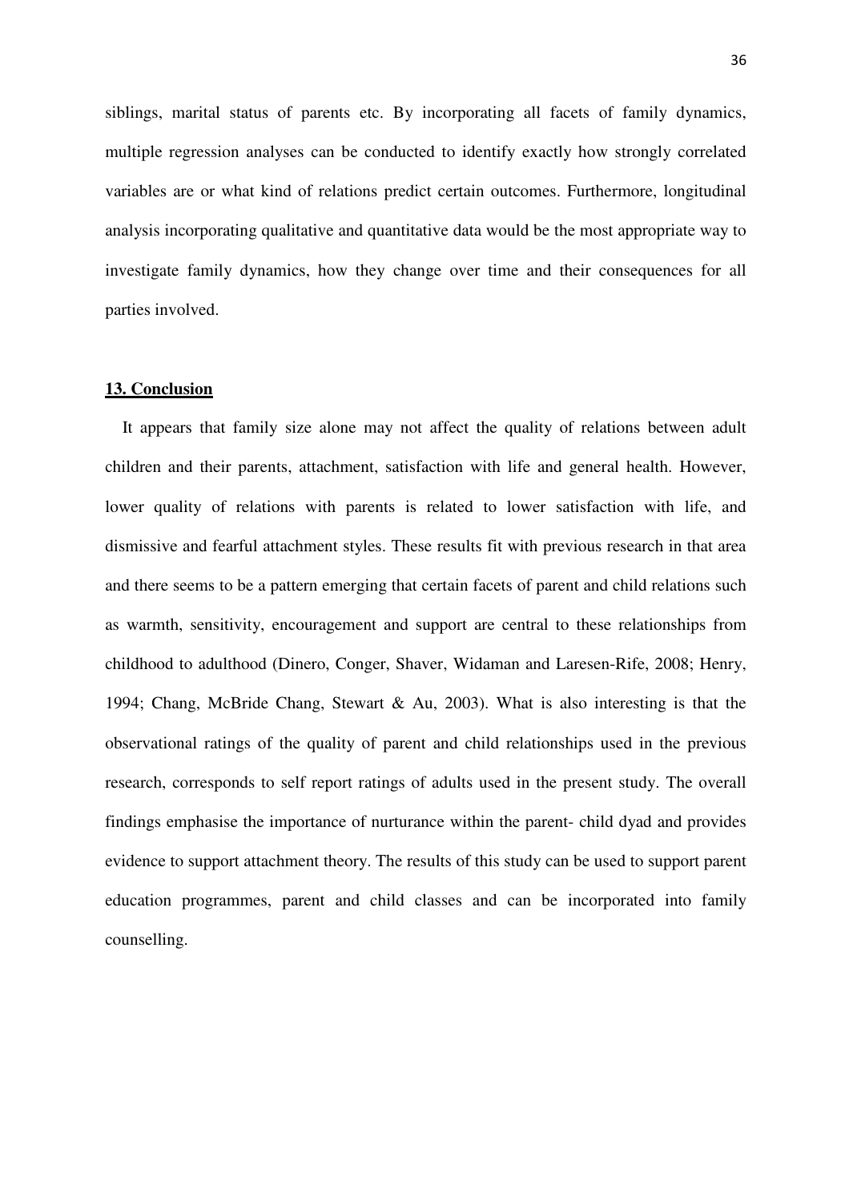siblings, marital status of parents etc. By incorporating all facets of family dynamics, multiple regression analyses can be conducted to identify exactly how strongly correlated variables are or what kind of relations predict certain outcomes. Furthermore, longitudinal analysis incorporating qualitative and quantitative data would be the most appropriate way to investigate family dynamics, how they change over time and their consequences for all parties involved.

## 13. Conclusion

It appears that family size alone may not affect the quality of relations between adult children and their parents, attachment, satisfaction with life and general health. However, lower quality of relations with parents is related to lower satisfaction with life, and dismissive and fearful attachment styles. These results fit with previous research in that area and there seems to be a pattern emerging that certain facets of parent and child relations such as warmth, sensitivity, encouragement and support are central to these relationships from childhood to adulthood (Dinero, Conger, Shaver, Widaman and Laresen-Rife, 2008; Henry, 1994; Chang, McBride Chang, Stewart & Au, 2003). What is also interesting is that the observational ratings of the quality of parent and child relationships used in the previous research, corresponds to self report ratings of adults used in the present study. The overall findings emphasise the importance of nurturance within the parent- child dyad and provides evidence to support attachment theory. The results of this study can be used to support parent education programmes, parent and child classes and can be incorporated into family counselling.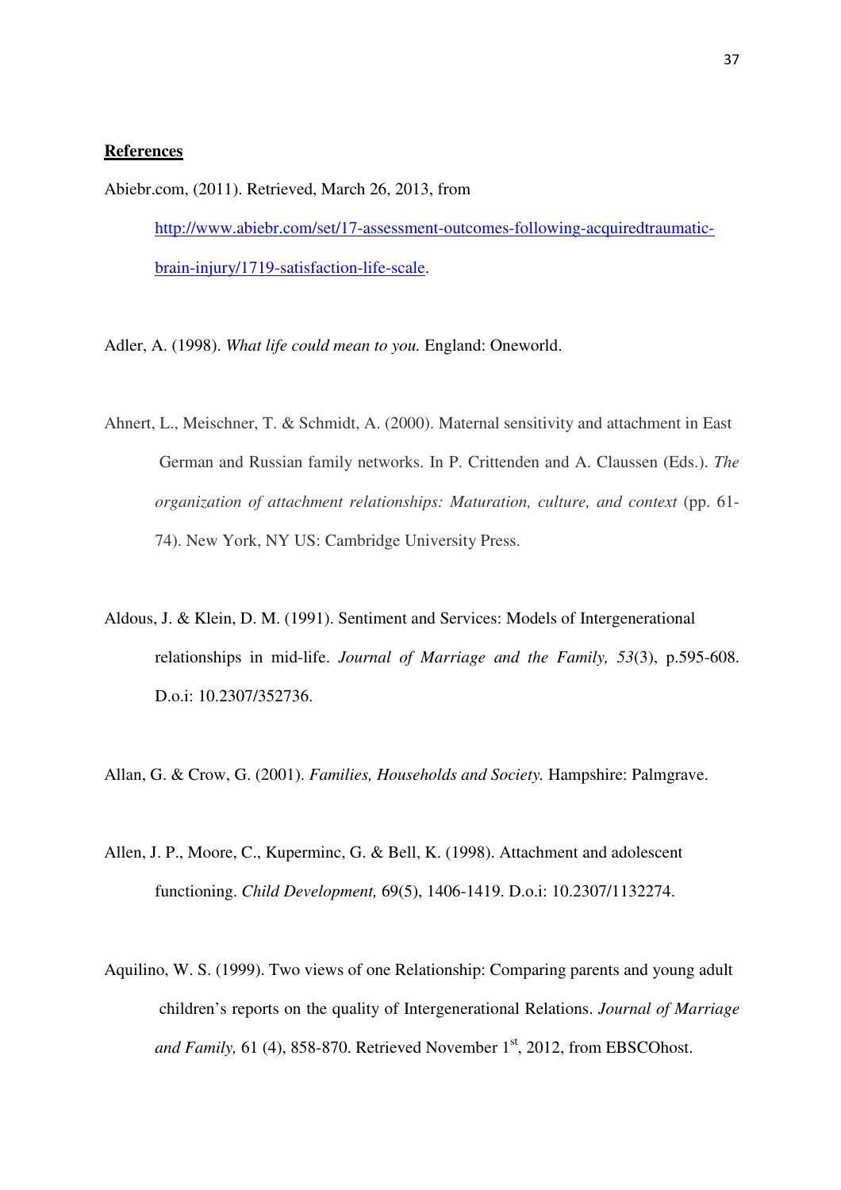**References**

Abiebr.com, (2011). Retrieved, March 26, 2013, from [http://www.abiebr.com/set/17-assessment-outcomes-following-acquiredtraumatic-brain-injury/1719-satisfaction-life-scale](http://www.abiebr.com/set/17-assessment-outcomes-following-acquiredtraumatic-brain-injury/1719-satisfaction-life-scale).

Adler, A. (1998). *What life could mean to you.* England: Oneworld.

Ahnert, L., Meischner, T. & Schmidt, A. (2000). Maternal sensitivity and attachment in East German and Russian family networks. In P. Crittenden and A. Claussen (Eds.). *The organization of attachment relationships: Maturation, culture, and context* (pp. 61-74). New York, NY US: Cambridge University Press.

Aldous, J. & Klein, D. M. (1991). Sentiment and Services: Models of Intergenerational relationships in mid-life. *Journal of Marriage and the Family, 53*(3), p.595-608. D.o.i: 10.2307/352736.

Allan, G. & Crow, G. (2001). *Families, Households and Society.* Hampshire: Palmgrave.

Allen, J. P., Moore, C., Kuperminc, G. & Bell, K. (1998). Attachment and adolescent functioning. *Child Development,* 69(5), 1406-1419. D.o.i: 10.2307/1132274.

Aquilino, W. S. (1999). Two views of one Relationship: Comparing parents and young adult children's reports on the quality of Intergenerational Relations. *Journal of Marriage and Family,* 61 (4), 858-870. Retrieved November 1st, 2012, from EBSCOhost.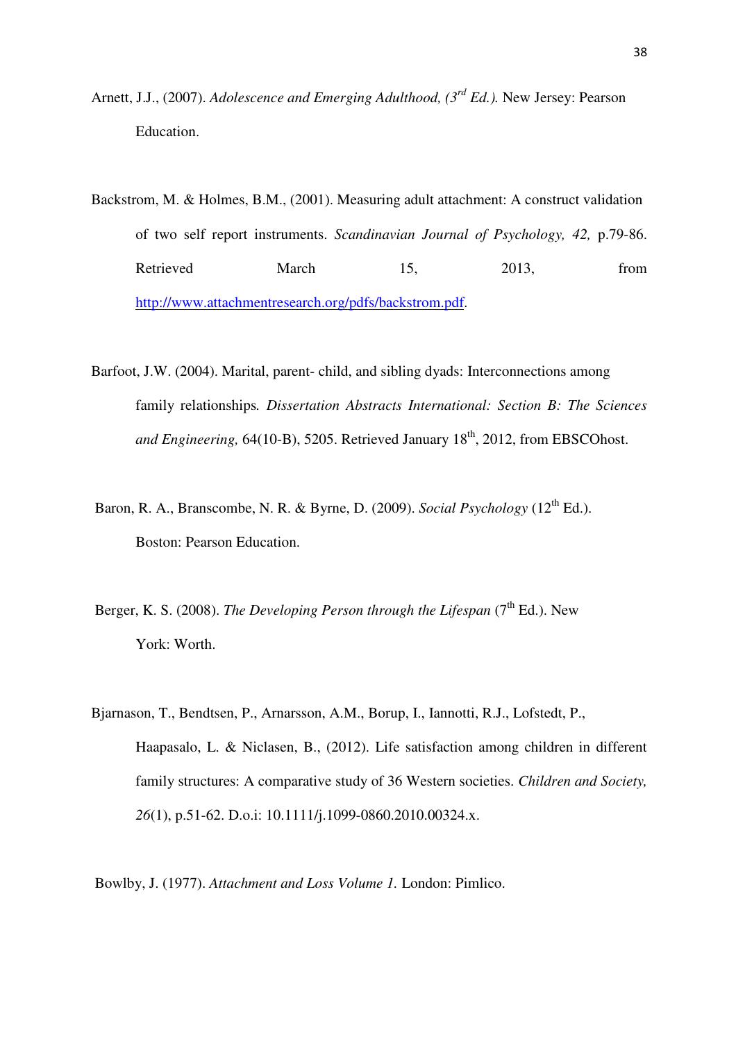Arnett, J.J., (2007). *Adolescence and Emerging Adulthood, (3rd Ed.).* New Jersey: Pearson Education.

Backstrom, M. & Holmes, B.M., (2001). Measuring adult attachment: A construct validation of two self report instruments. *Scandinavian Journal of Psychology, 42,* p.79-86. Retrieved March 15, 2013, from http://www.attachmentresearch.org/pdfs/backstrom.pdf.

Barfoot, J.W. (2004). Marital, parent- child, and sibling dyads: Interconnections among family relationships*. Dissertation Abstracts International: Section B: The Sciences and Engineering,* 64(10-B), 5205. Retrieved January 18th, 2012, from EBSCOhost.

Baron, R. A., Branscombe, N. R. & Byrne, D. (2009). *Social Psychology* (12th Ed.). Boston: Pearson Education.

Berger, K. S. (2008). *The Developing Person through the Lifespan* (7th Ed.). New York: Worth.

Bjarnason, T., Bendtsen, P., Arnarsson, A.M., Borup, I., Iannotti, R.J., Lofstedt, P., Haapasalo, L. & Niclasen, B., (2012). Life satisfaction among children in different family structures: A comparative study of 36 Western societies. *Children and Society, 26*(1), p.51-62. D.o.i: 10.1111/j.1099-0860.2010.00324.x.

Bowlby, J. (1977). *Attachment and Loss Volume 1.* London: Pimlico.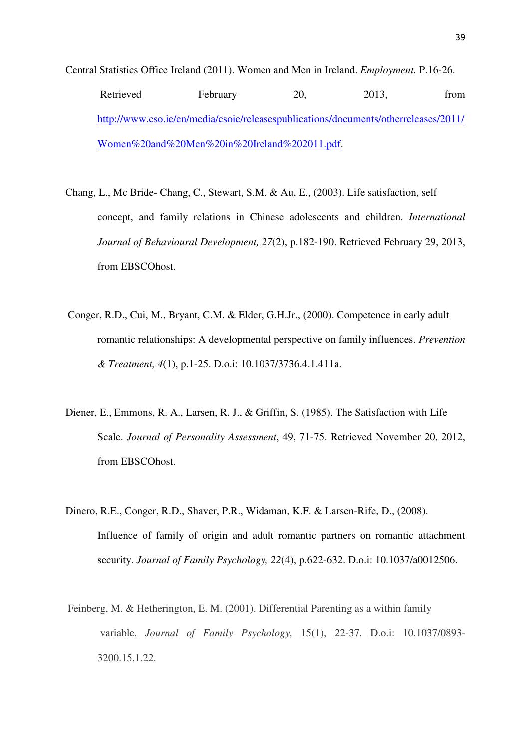Central Statistics Office Ireland (2011). Women and Men in Ireland. *Employment.* P.16-26. Retrieved February 20, 2013, from http://www.cso.ie/en/media/csoie/releasespublications/documents/otherreleases/2011/Women%20and%20Men%20in%20Ireland%202011.pdf.

Chang, L., Mc Bride- Chang, C., Stewart, S.M. & Au, E., (2003). Life satisfaction, self concept, and family relations in Chinese adolescents and children. *International Journal of Behavioural Development, 27*(2), p.182-190. Retrieved February 29, 2013, from EBSCOhost.

Conger, R.D., Cui, M., Bryant, C.M. & Elder, G.H.Jr., (2000). Competence in early adult romantic relationships: A developmental perspective on family influences. *Prevention & Treatment, 4*(1), p.1-25. D.o.i: 10.1037/3736.4.1.411a.

Diener, E., Emmons, R. A., Larsen, R. J., & Griffin, S. (1985). The Satisfaction with Life Scale. *Journal of Personality Assessment*, 49, 71-75. Retrieved November 20, 2012, from EBSCOhost.

Dinero, R.E., Conger, R.D., Shaver, P.R., Widaman, K.F. & Larsen-Rife, D., (2008). Influence of family of origin and adult romantic partners on romantic attachment security. *Journal of Family Psychology, 22*(4), p.622-632. D.o.i: 10.1037/a0012506.

Feinberg, M. & Hetherington, E. M. (2001). Differential Parenting as a within family variable. *Journal of Family Psychology,* 15(1), 22-37. D.o.i: 10.1037/0893-3200.15.1.22.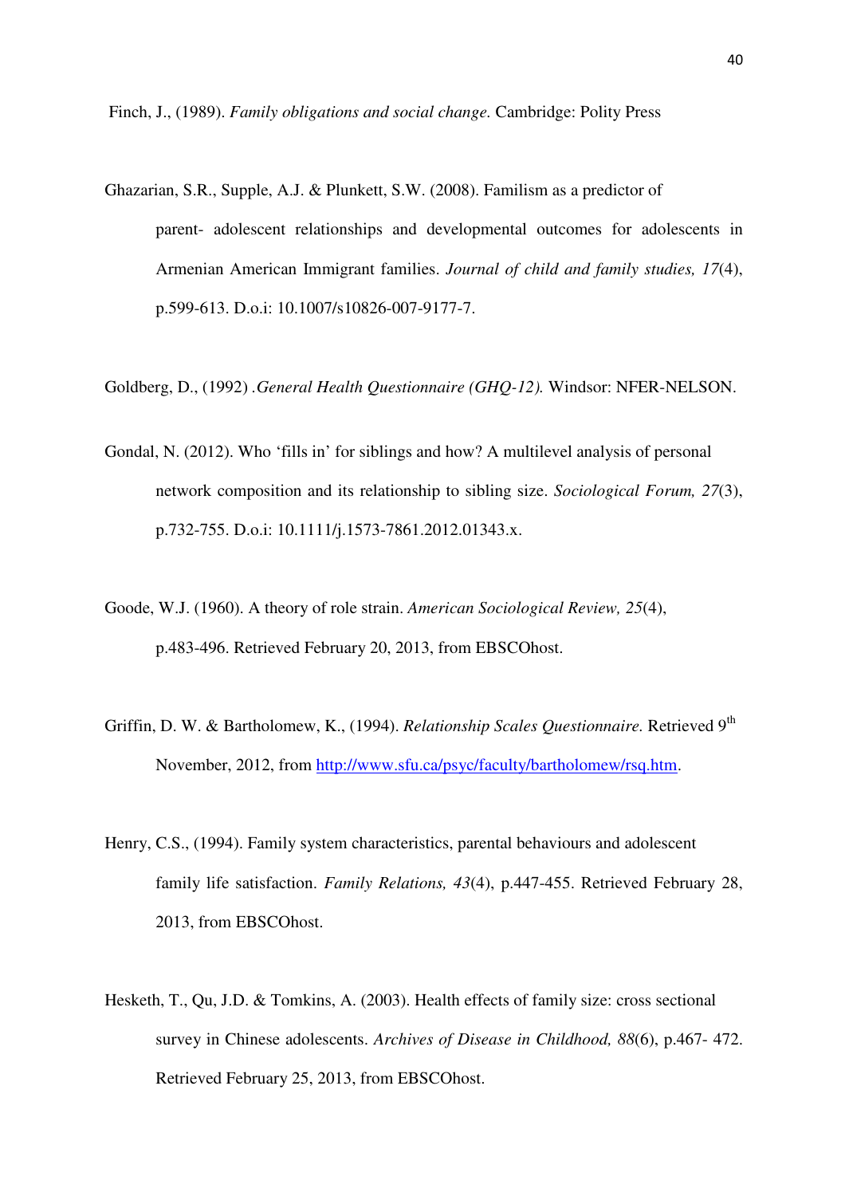Finch, J., (1989). *Family obligations and social change.* Cambridge: Polity Press

Ghazarian, S.R., Supple, A.J. & Plunkett, S.W. (2008). Familism as a predictor of parent- adolescent relationships and developmental outcomes for adolescents in Armenian American Immigrant families. *Journal of child and family studies, 17*(4), p.599-613. D.o.i: 10.1007/s10826-007-9177-7.

Goldberg, D., (1992) .*General Health Questionnaire (GHQ-12).* Windsor: NFER-NELSON.

Gondal, N. (2012). Who 'fills in' for siblings and how? A multilevel analysis of personal network composition and its relationship to sibling size. *Sociological Forum, 27*(3), p.732-755. D.o.i: 10.1111/j.1573-7861.2012.01343.x.

Goode, W.J. (1960). A theory of role strain. *American Sociological Review, 25*(4), p.483-496. Retrieved February 20, 2013, from EBSCOhost.

Griffin, D. W. & Bartholomew, K., (1994). *Relationship Scales Questionnaire.* Retrieved 9th November, 2012, from http://www.sfu.ca/psyc/faculty/bartholomew/rsq.htm.

Henry, C.S., (1994). Family system characteristics, parental behaviours and adolescent family life satisfaction. *Family Relations, 43*(4), p.447-455. Retrieved February 28, 2013, from EBSCOhost.

Hesketh, T., Qu, J.D. & Tomkins, A. (2003). Health effects of family size: cross sectional survey in Chinese adolescents. *Archives of Disease in Childhood, 88*(6), p.467- 472. Retrieved February 25, 2013, from EBSCOhost.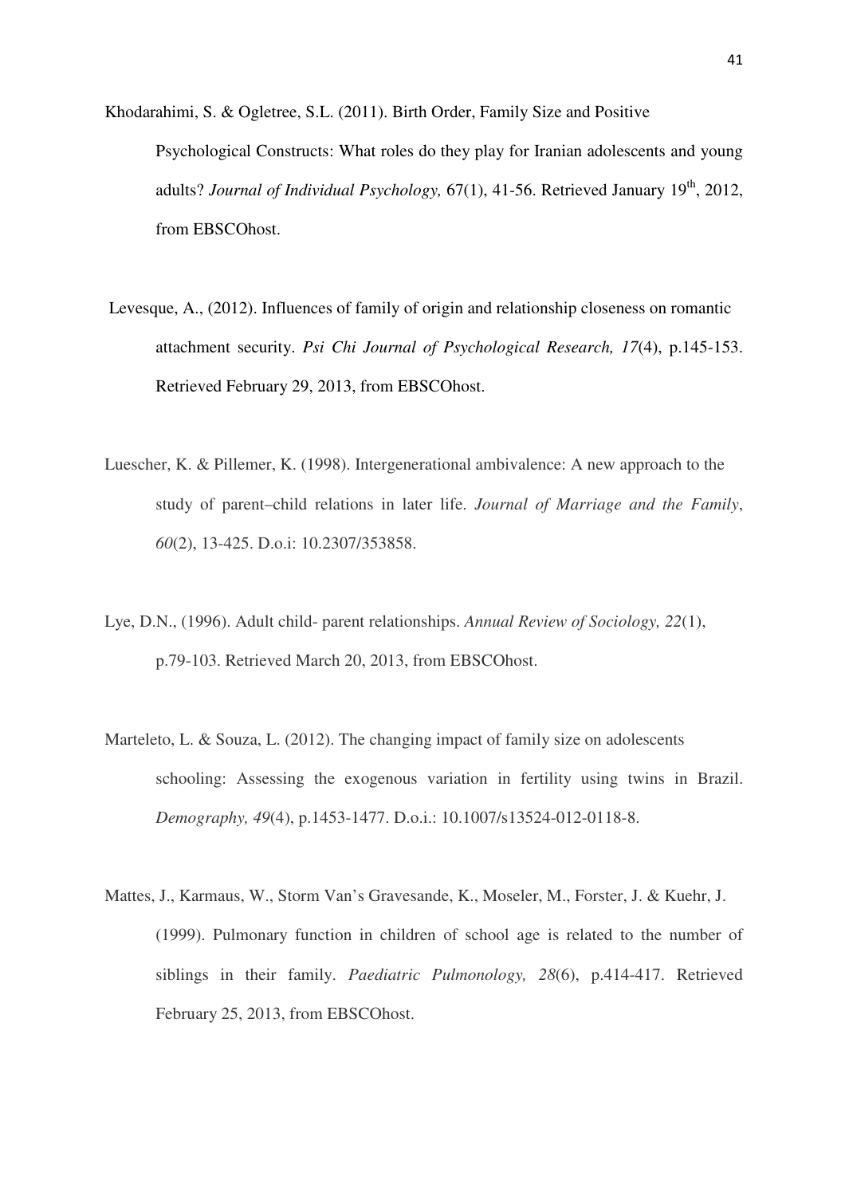Khodarahimi, S. & Ogletree, S.L. (2011). Birth Order, Family Size and Positive Psychological Constructs: What roles do they play for Iranian adolescents and young adults? *Journal of Individual Psychology,* 67(1), 41-56. Retrieved January 19th, 2012, from EBSCOhost.

Levesque, A., (2012). Influences of family of origin and relationship closeness on romantic attachment security. *Psi Chi Journal of Psychological Research, 17*(4), p.145-153. Retrieved February 29, 2013, from EBSCOhost.

Luescher, K. & Pillemer, K. (1998). Intergenerational ambivalence: A new approach to the study of parent–child relations in later life. *Journal of Marriage and the Family*, *60*(2), 13-425. D.o.i: 10.2307/353858.

Lye, D.N., (1996). Adult child- parent relationships. *Annual Review of Sociology, 22*(1), p.79-103. Retrieved March 20, 2013, from EBSCOhost.

Marteleto, L. & Souza, L. (2012). The changing impact of family size on adolescents schooling: Assessing the exogenous variation in fertility using twins in Brazil. *Demography, 49*(4), p.1453-1477. D.o.i.: 10.1007/s13524-012-0118-8.

Mattes, J., Karmaus, W., Storm Van's Gravesande, K., Moseler, M., Forster, J. & Kuehr, J. (1999). Pulmonary function in children of school age is related to the number of siblings in their family. *Paediatric Pulmonology, 28*(6), p.414-417. Retrieved February 25, 2013, from EBSCOhost.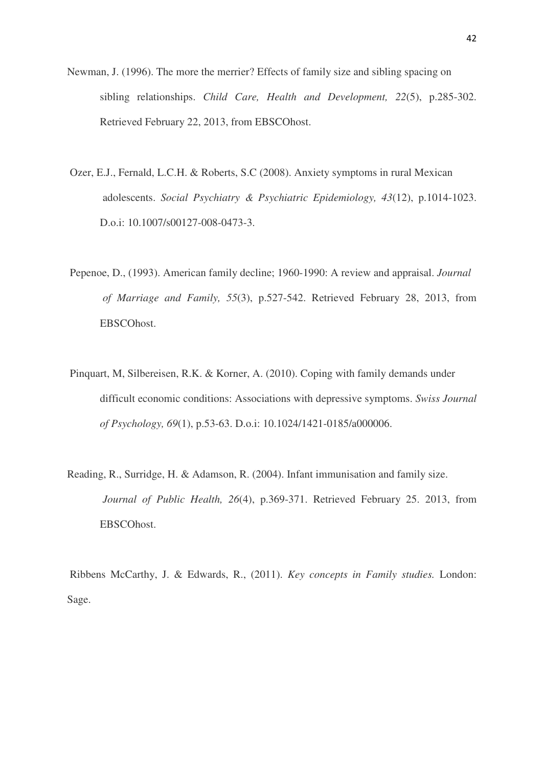Newman, J. (1996). The more the merrier? Effects of family size and sibling spacing on sibling relationships. *Child Care, Health and Development, 22*(5), p.285-302. Retrieved February 22, 2013, from EBSCOhost.

Ozer, E.J., Fernald, L.C.H. & Roberts, S.C (2008). Anxiety symptoms in rural Mexican adolescents. *Social Psychiatry & Psychiatric Epidemiology, 43*(12), p.1014-1023. D.o.i: 10.1007/s00127-008-0473-3.

Pepenoe, D., (1993). American family decline; 1960-1990: A review and appraisal. *Journal of Marriage and Family, 55*(3), p.527-542. Retrieved February 28, 2013, from EBSCOhost.

Pinquart, M, Silbereisen, R.K. & Korner, A. (2010). Coping with family demands under difficult economic conditions: Associations with depressive symptoms. *Swiss Journal of Psychology, 69*(1), p.53-63. D.o.i: 10.1024/1421-0185/a000006.

Reading, R., Surridge, H. & Adamson, R. (2004). Infant immunisation and family size. *Journal of Public Health, 26*(4), p.369-371. Retrieved February 25. 2013, from EBSCOhost.

Ribbens McCarthy, J. & Edwards, R., (2011). *Key concepts in Family studies.* London: Sage.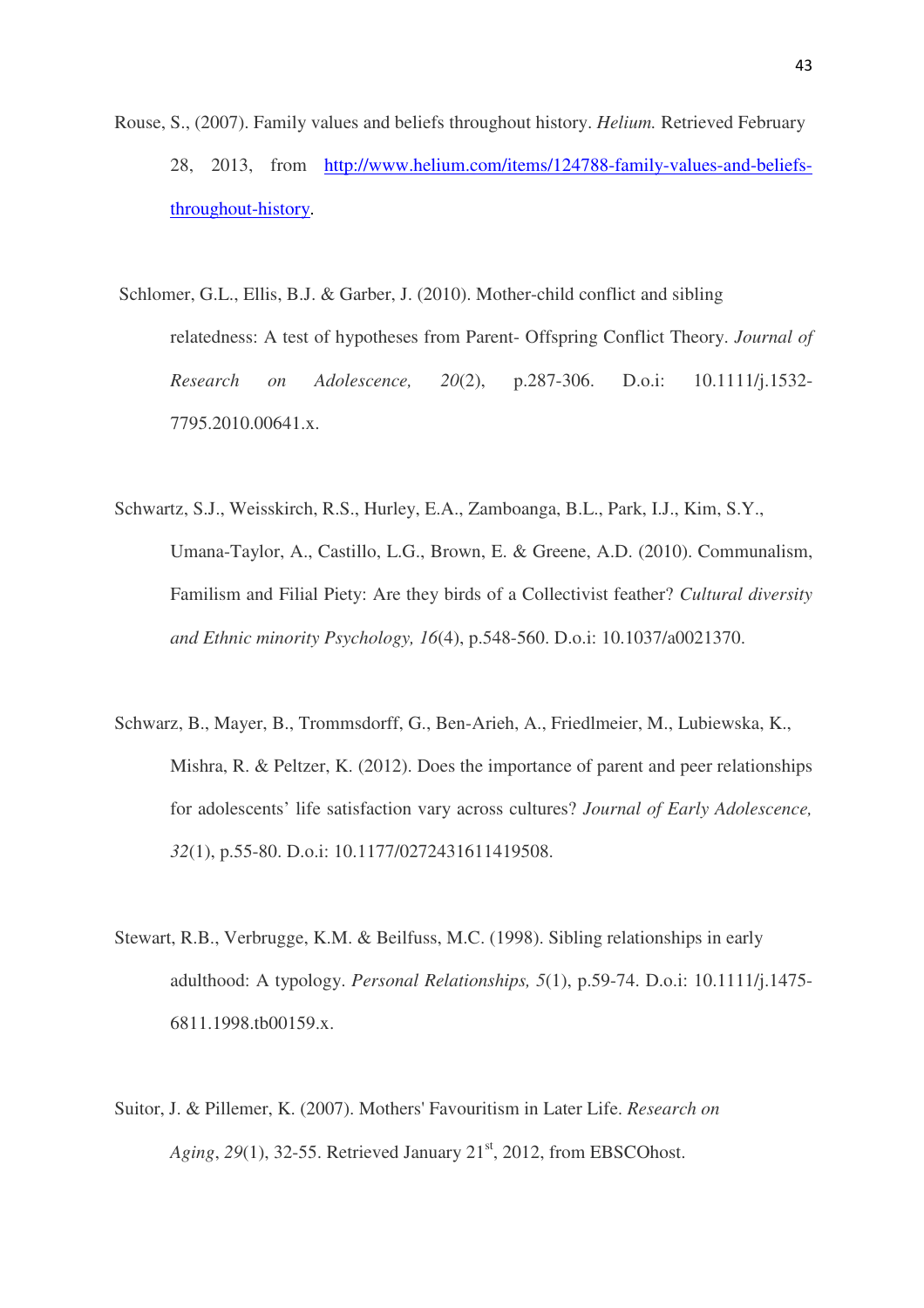Rouse, S., (2007). Family values and beliefs throughout history. *Helium.* Retrieved February 28, 2013, from http://www.helium.com/items/124788-family-values-and-beliefs-throughout-history.

Schlomer, G.L., Ellis, B.J. & Garber, J. (2010). Mother-child conflict and sibling relatedness: A test of hypotheses from Parent- Offspring Conflict Theory. *Journal of Research on Adolescence, 20*(2), p.287-306. D.o.i: 10.1111/j.1532-7795.2010.00641.x.

Schwartz, S.J., Weisskirch, R.S., Hurley, E.A., Zamboanga, B.L., Park, I.J., Kim, S.Y., Umana-Taylor, A., Castillo, L.G., Brown, E. & Greene, A.D. (2010). Communalism, Familism and Filial Piety: Are they birds of a Collectivist feather? *Cultural diversity and Ethnic minority Psychology, 16*(4), p.548-560. D.o.i: 10.1037/a0021370.

Schwarz, B., Mayer, B., Trommsdorff, G., Ben-Arieh, A., Friedlmeier, M., Lubiewska, K., Mishra, R. & Peltzer, K. (2012). Does the importance of parent and peer relationships for adolescents' life satisfaction vary across cultures? *Journal of Early Adolescence, 32*(1), p.55-80. D.o.i: 10.1177/0272431611419508.

Stewart, R.B., Verbrugge, K.M. & Beilfuss, M.C. (1998). Sibling relationships in early adulthood: A typology. *Personal Relationships, 5*(1), p.59-74. D.o.i: 10.1111/j.1475-6811.1998.tb00159.x.

Suitor, J. & Pillemer, K. (2007). Mothers' Favouritism in Later Life. *Research on Aging*, *29*(1), 32-55. Retrieved January 21st, 2012, from EBSCOhost.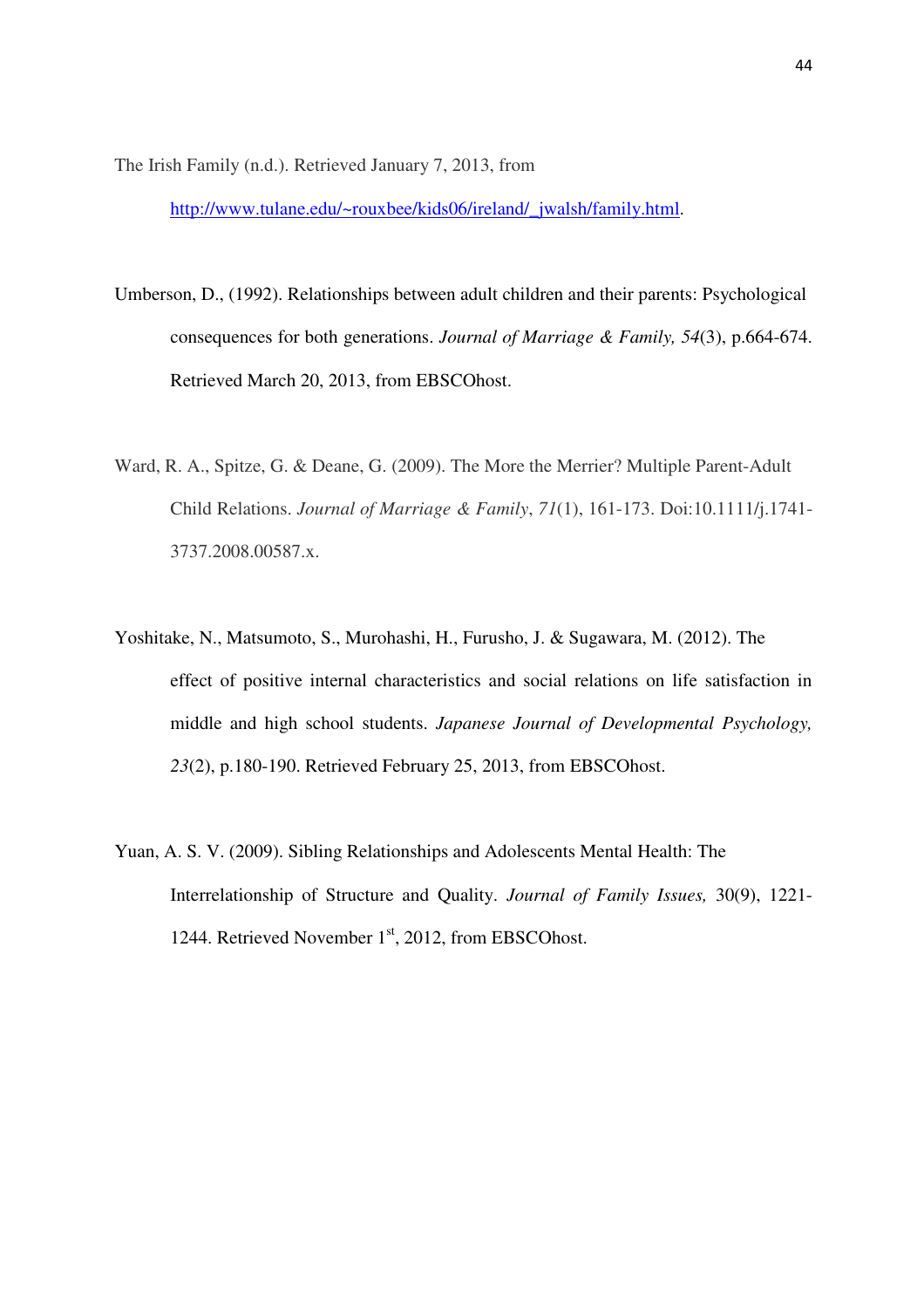The Irish Family (n.d.). Retrieved January 7, 2013, from http://www.tulane.edu/~rouxbee/kids06/ireland/_jwalsh/family.html.

Umberson, D., (1992). Relationships between adult children and their parents: Psychological consequences for both generations. *Journal of Marriage & Family, 54*(3), p.664-674. Retrieved March 20, 2013, from EBSCOhost.

Ward, R. A., Spitze, G. & Deane, G. (2009). The More the Merrier? Multiple Parent-Adult Child Relations. *Journal of Marriage & Family*, *71*(1), 161-173. Doi:10.1111/j.1741-3737.2008.00587.x.

Yoshitake, N., Matsumoto, S., Murohashi, H., Furusho, J. & Sugawara, M. (2012). The effect of positive internal characteristics and social relations on life satisfaction in middle and high school students. *Japanese Journal of Developmental Psychology, 23*(2), p.180-190. Retrieved February 25, 2013, from EBSCOhost.

Yuan, A. S. V. (2009). Sibling Relationships and Adolescents Mental Health: The Interrelationship of Structure and Quality. *Journal of Family Issues,* 30(9), 1221-1244. Retrieved November 1st, 2012, from EBSCOhost.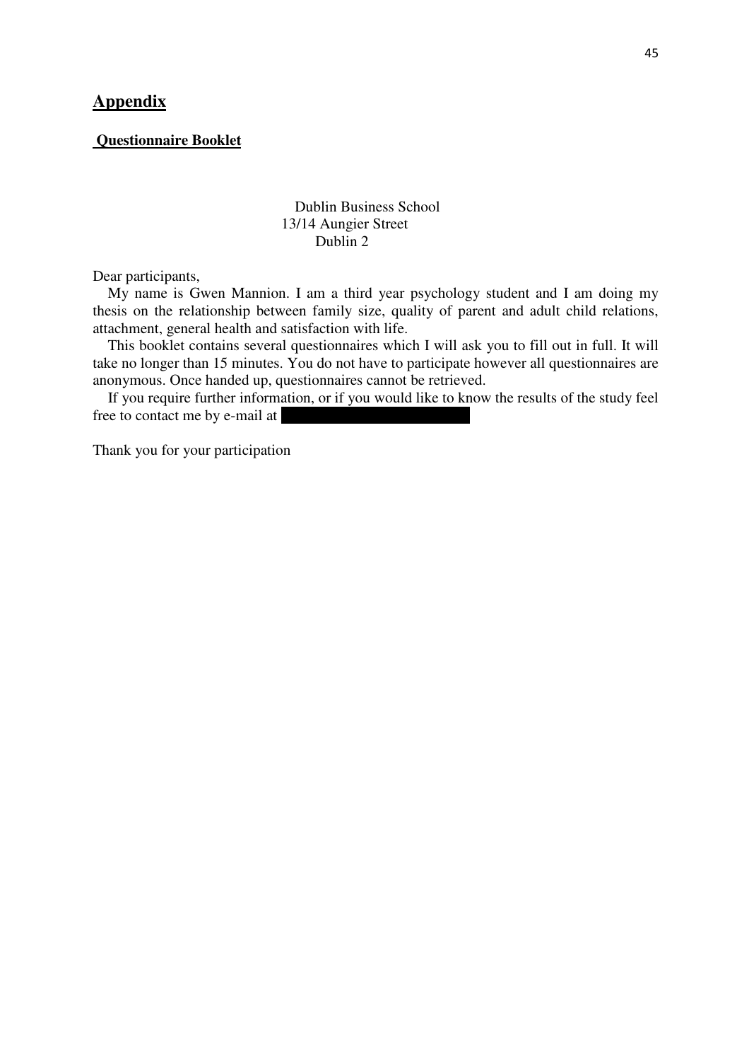## Appendix

### Questionnaire Booklet

Dublin Business School
13/14 Aungier Street
Dublin 2

Dear participants,

My name is Gwen Mannion. I am a third year psychology student and I am doing my thesis on the relationship between family size, quality of parent and adult child relations, attachment, general health and satisfaction with life.

This booklet contains several questionnaires which I will ask you to fill out in full. It will take no longer than 15 minutes. You do not have to participate however all questionnaires are anonymous. Once handed up, questionnaires cannot be retrieved.

If you require further information, or if you would like to know the results of the study feel free to contact me by e-mail at

Thank you for your participation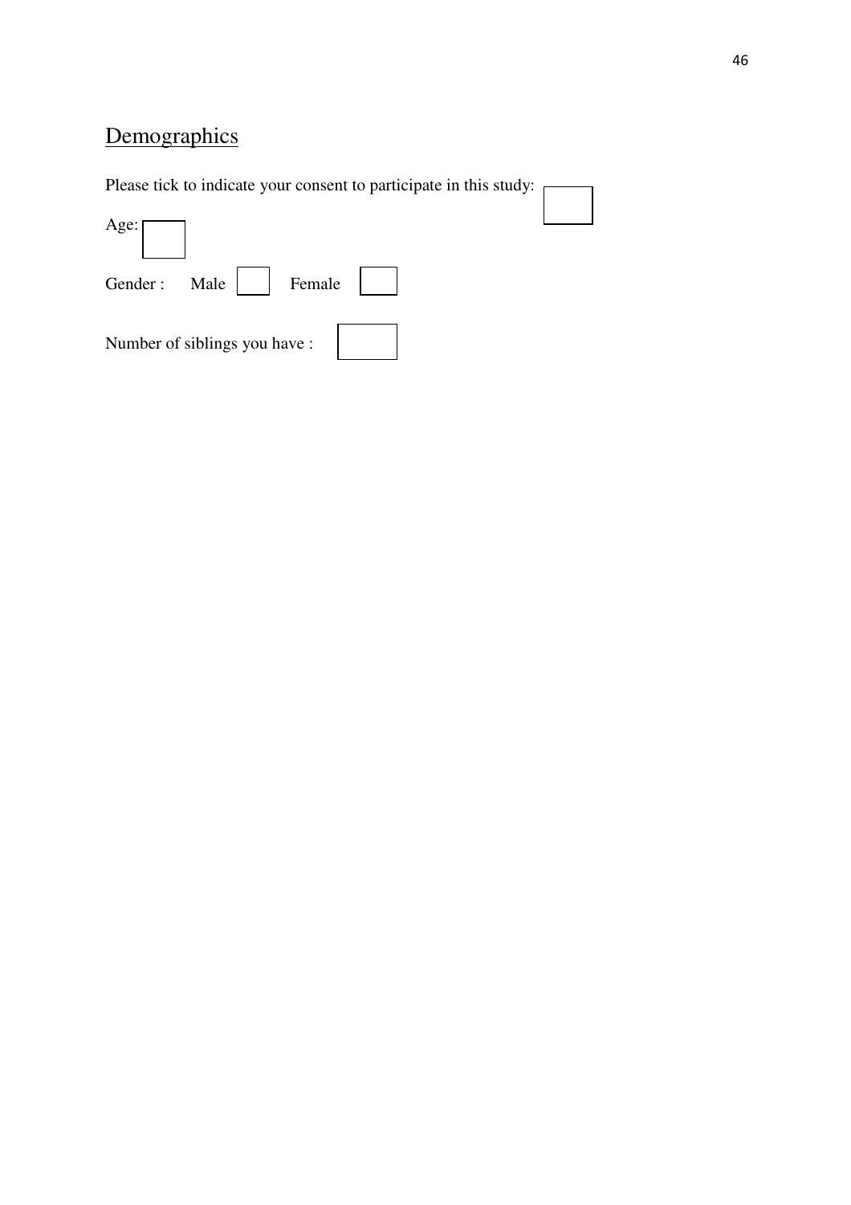## Demographics

Please tick to indicate your consent to participate in this study: ☐

Age: ☐

Gender : Male ☐ Female ☐

Number of siblings you have : ☐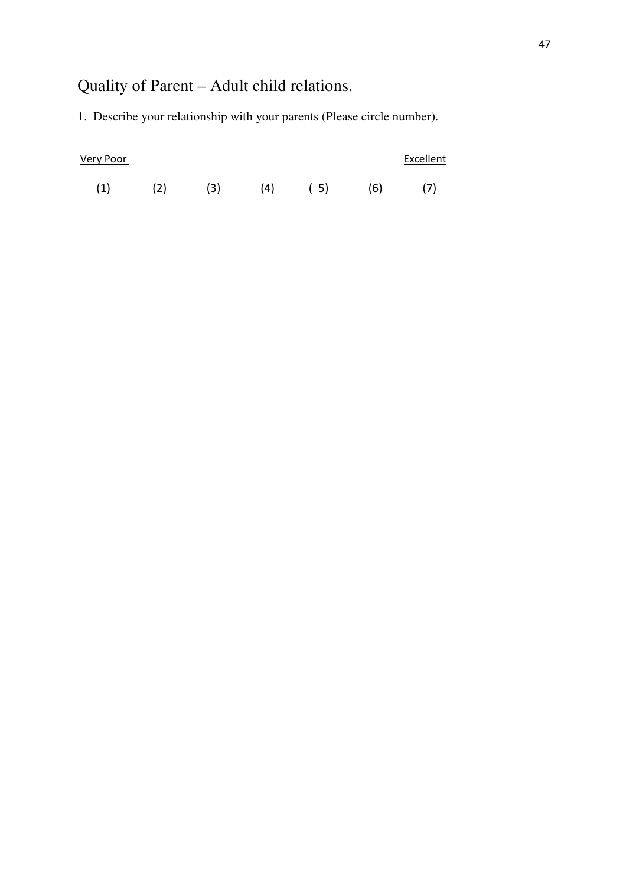# Quality of Parent – Adult child relations.

1. Describe your relationship with your parents (Please circle number).

| Very Poor | | | | | | Excellent |
|---|---|---|---|---|---|---|
| (1) | (2) | (3) | (4) | ( 5) | (6) | (7) |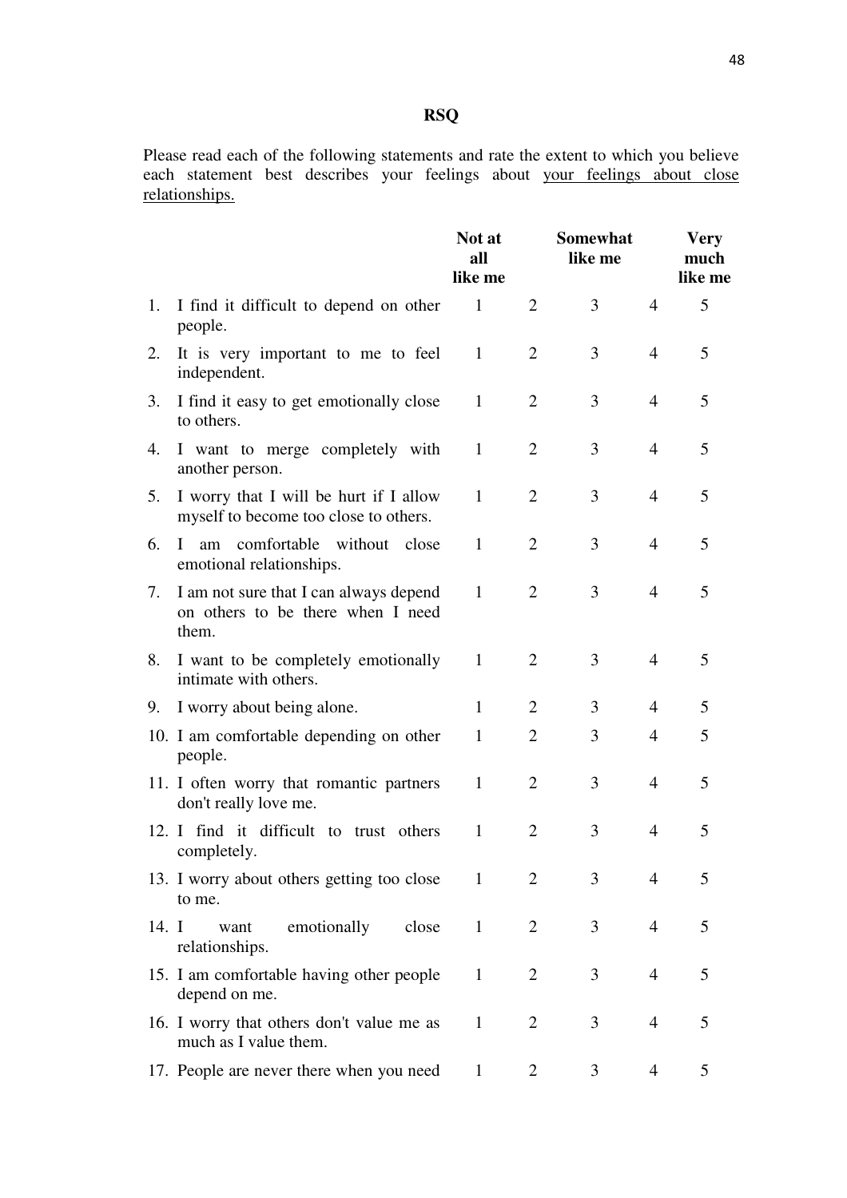**RSQ**

Please read each of the following statements and rate the extent to which you believe each statement best describes your feelings about your feelings about close relationships.

| | | Not at all like me | | Somewhat like me | | Very much like me |
|---|---|---|---|---|---|---|
| 1. | I find it difficult to depend on other people. | 1 | 2 | 3 | 4 | 5 |
| 2. | It is very important to me to feel independent. | 1 | 2 | 3 | 4 | 5 |
| 3. | I find it easy to get emotionally close to others. | 1 | 2 | 3 | 4 | 5 |
| 4. | I want to merge completely with another person. | 1 | 2 | 3 | 4 | 5 |
| 5. | I worry that I will be hurt if I allow myself to become too close to others. | 1 | 2 | 3 | 4 | 5 |
| 6. | I am comfortable without close emotional relationships. | 1 | 2 | 3 | 4 | 5 |
| 7. | I am not sure that I can always depend on others to be there when I need them. | 1 | 2 | 3 | 4 | 5 |
| 8. | I want to be completely emotionally intimate with others. | 1 | 2 | 3 | 4 | 5 |
| 9. | I worry about being alone. | 1 | 2 | 3 | 4 | 5 |
| 10. | I am comfortable depending on other people. | 1 | 2 | 3 | 4 | 5 |
| 11. | I often worry that romantic partners don't really love me. | 1 | 2 | 3 | 4 | 5 |
| 12. | I find it difficult to trust others completely. | 1 | 2 | 3 | 4 | 5 |
| 13. | I worry about others getting too close to me. | 1 | 2 | 3 | 4 | 5 |
| 14. | I want emotionally close relationships. | 1 | 2 | 3 | 4 | 5 |
| 15. | I am comfortable having other people depend on me. | 1 | 2 | 3 | 4 | 5 |
| 16. | I worry that others don't value me as much as I value them. | 1 | 2 | 3 | 4 | 5 |
| 17. | People are never there when you need | 1 | 2 | 3 | 4 | 5 |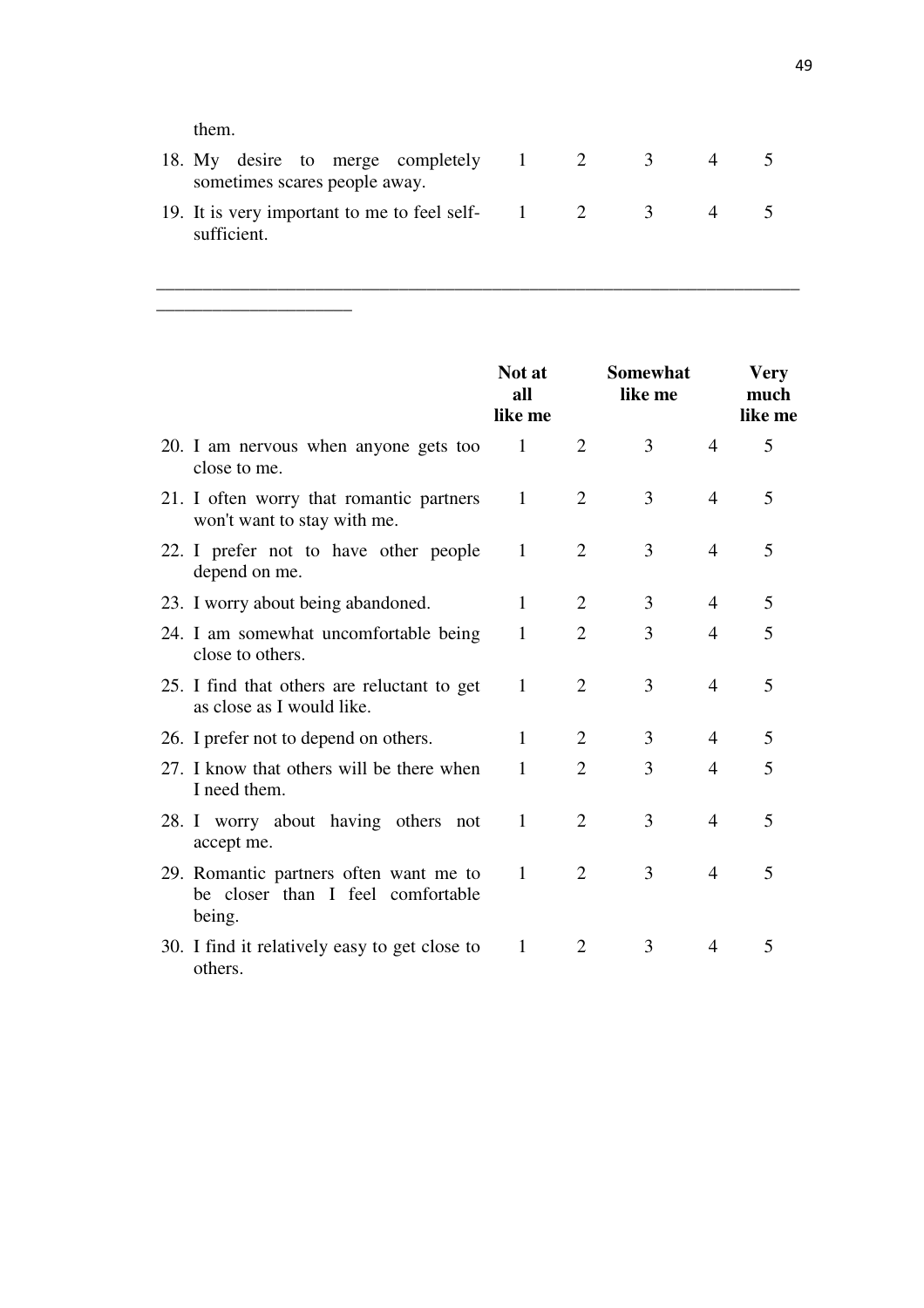them.

| | | | | | |
|---|---|---|---|---|---|
| 18. My desire to merge completely sometimes scares people away. | 1 | 2 | 3 | 4 | 5 |
| 19. It is very important to me to feel self-sufficient. | 1 | 2 | 3 | 4 | 5 |

---

| | Not at all like me | | Somewhat like me | | Very much like me |
|---|---|---|---|---|---|
| 20. I am nervous when anyone gets too close to me. | 1 | 2 | 3 | 4 | 5 |
| 21. I often worry that romantic partners won't want to stay with me. | 1 | 2 | 3 | 4 | 5 |
| 22. I prefer not to have other people depend on me. | 1 | 2 | 3 | 4 | 5 |
| 23. I worry about being abandoned. | 1 | 2 | 3 | 4 | 5 |
| 24. I am somewhat uncomfortable being close to others. | 1 | 2 | 3 | 4 | 5 |
| 25. I find that others are reluctant to get as close as I would like. | 1 | 2 | 3 | 4 | 5 |
| 26. I prefer not to depend on others. | 1 | 2 | 3 | 4 | 5 |
| 27. I know that others will be there when I need them. | 1 | 2 | 3 | 4 | 5 |
| 28. I worry about having others not accept me. | 1 | 2 | 3 | 4 | 5 |
| 29. Romantic partners often want me to be closer than I feel comfortable being. | 1 | 2 | 3 | 4 | 5 |
| 30. I find it relatively easy to get close to others. | 1 | 2 | 3 | 4 | 5 |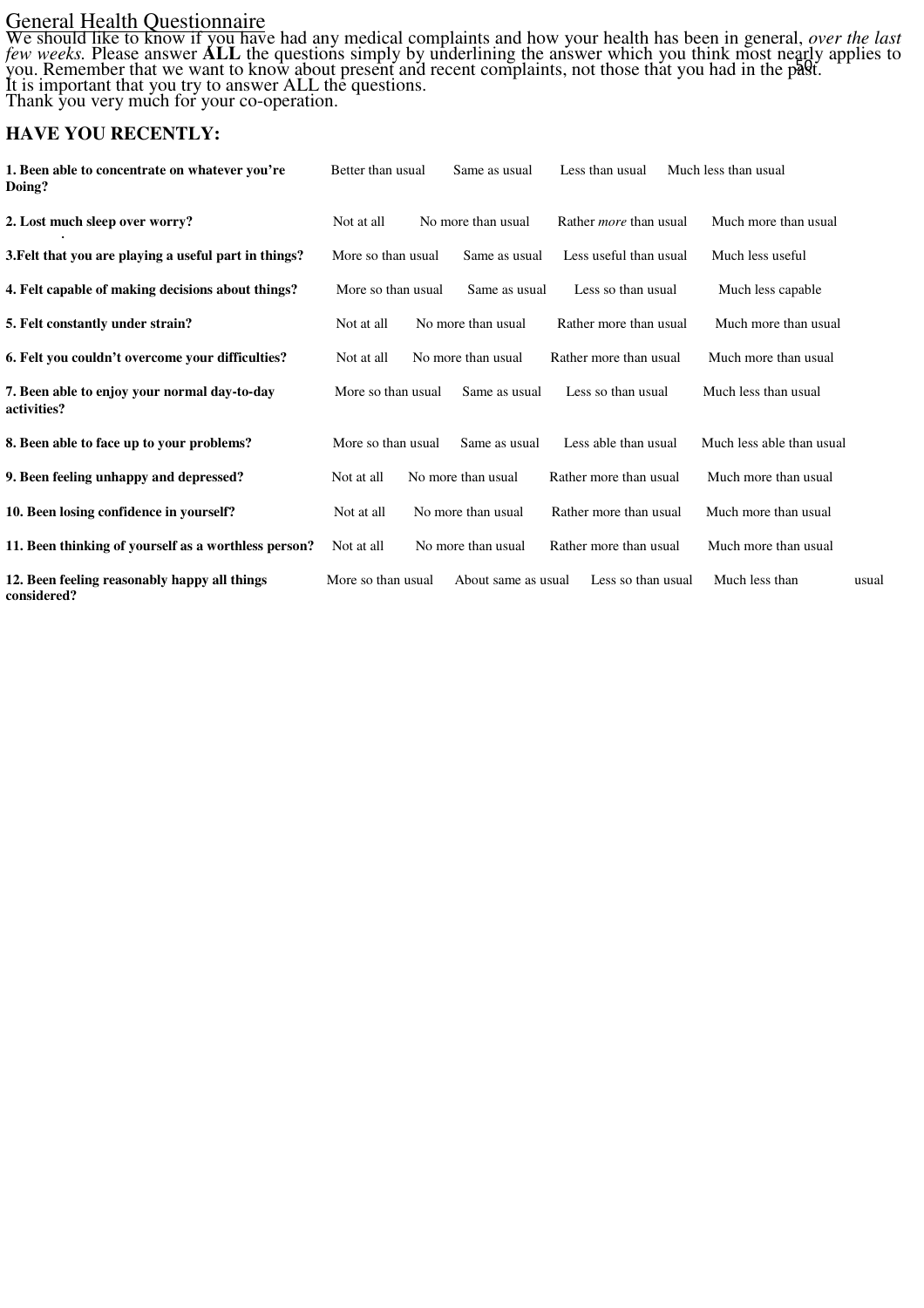General Health Questionnaire

We should like to know if you have had any medical complaints and how your health has been in general, *over the last few weeks.* Please answer **ALL** the questions simply by underlining the answer which you think most nearly applies to you. Remember that we want to know about present and recent complaints, not those that you had in the past.
It is important that you try to answer ALL the questions.
Thank you very much for your co-operation.

### HAVE YOU RECENTLY:

| | | | | |
|---|---|---|---|---|
| **1. Been able to concentrate on whatever you're Doing?** | Better than usual | Same as usual | Less than usual | Much less than usual |
| **2. Lost much sleep over worry?** | Not at all | No more than usual | Rather *more* than usual | Much more than usual |
| **3.Felt that you are playing a useful part in things?** | More so than usual | Same as usual | Less useful than usual | Much less useful |
| **4. Felt capable of making decisions about things?** | More so than usual | Same as usual | Less so than usual | Much less capable |
| **5. Felt constantly under strain?** | Not at all | No more than usual | Rather more than usual | Much more than usual |
| **6. Felt you couldn't overcome your difficulties?** | Not at all | No more than usual | Rather more than usual | Much more than usual |
| **7. Been able to enjoy your normal day-to-day activities?** | More so than usual | Same as usual | Less so than usual | Much less than usual |
| **8. Been able to face up to your problems?** | More so than usual | Same as usual | Less able than usual | Much less able than usual |
| **9. Been feeling unhappy and depressed?** | Not at all | No more than usual | Rather more than usual | Much more than usual |
| **10. Been losing confidence in yourself?** | Not at all | No more than usual | Rather more than usual | Much more than usual |
| **11. Been thinking of yourself as a worthless person?** | Not at all | No more than usual | Rather more than usual | Much more than usual |
| **12. Been feeling reasonably happy all things considered?** | More so than usual | About same as usual | Less so than usual | Much less than usual |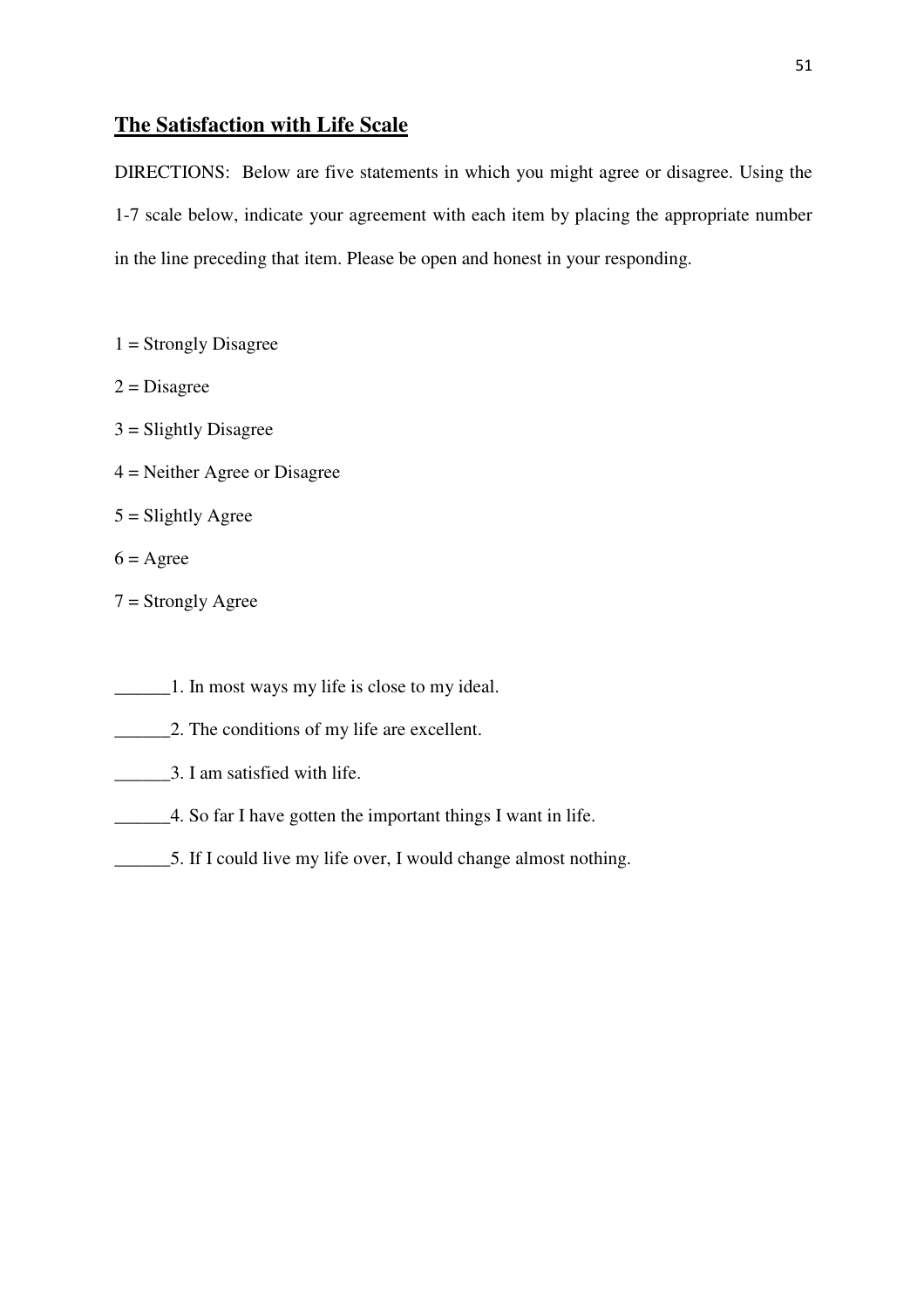## The Satisfaction with Life Scale

DIRECTIONS: Below are five statements in which you might agree or disagree. Using the 1-7 scale below, indicate your agreement with each item by placing the appropriate number in the line preceding that item. Please be open and honest in your responding.

1 = Strongly Disagree

2 = Disagree

3 = Slightly Disagree

4 = Neither Agree or Disagree

5 = Slightly Agree

6 = Agree

7 = Strongly Agree

______1. In most ways my life is close to my ideal.

______2. The conditions of my life are excellent.

______3. I am satisfied with life.

______4. So far I have gotten the important things I want in life.

______5. If I could live my life over, I would change almost nothing.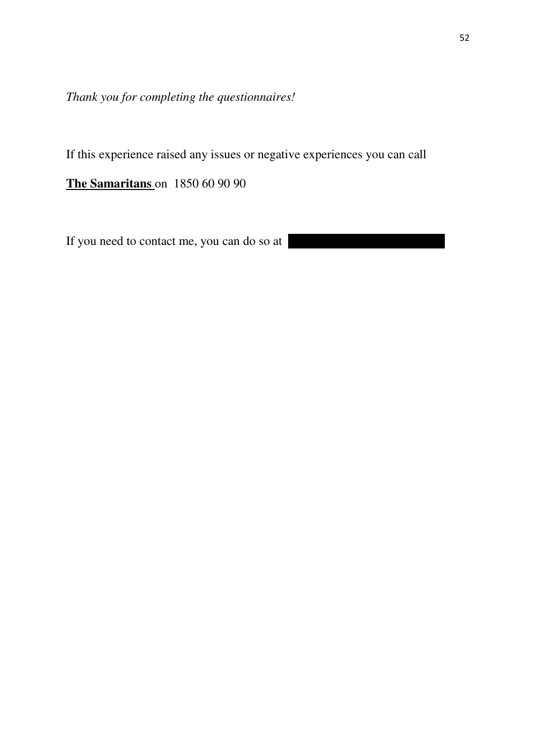*Thank you for completing the questionnaires!*

If this experience raised any issues or negative experiences you can call

**The Samaritans** on 1850 60 90 90

If you need to contact me, you can do so at